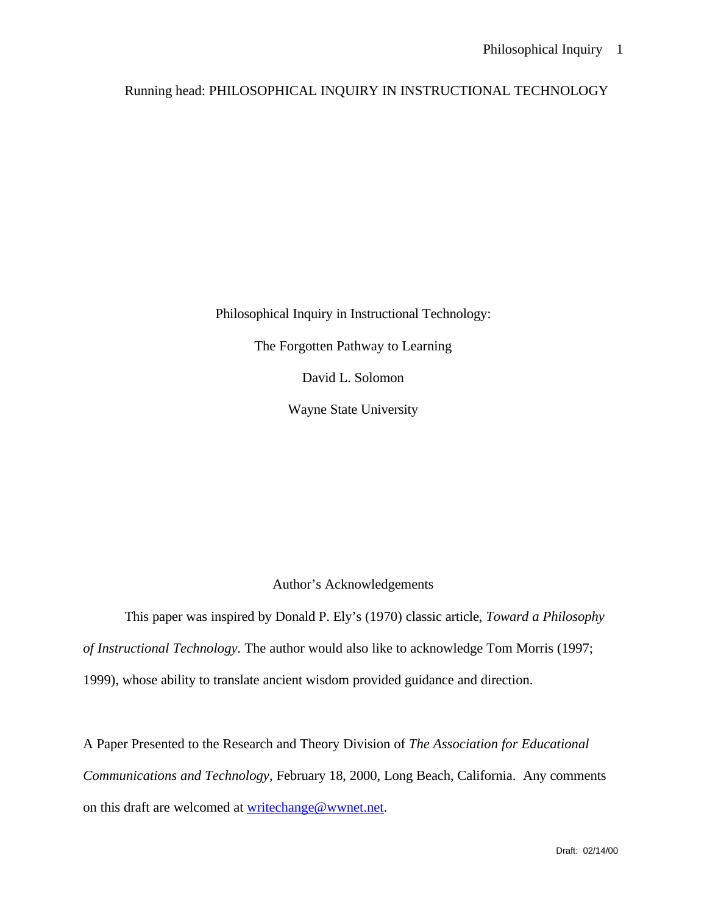Running head: PHILOSOPHICAL INQUIRY IN INSTRUCTIONAL TECHNOLOGY

# Philosophical Inquiry in Instructional Technology: The Forgotten Pathway to Learning

David L. Solomon

Wayne State University

## Author's Acknowledgements

This paper was inspired by Donald P. Ely's (1970) classic article, *Toward a Philosophy of Instructional Technology.* The author would also like to acknowledge Tom Morris (1997; 1999), whose ability to translate ancient wisdom provided guidance and direction.

A Paper Presented to the Research and Theory Division of *The Association for Educational Communications and Technology,* February 18, 2000, Long Beach, California. Any comments on this draft are welcomed at writechange@wwnet.net.

Draft: 02/14/00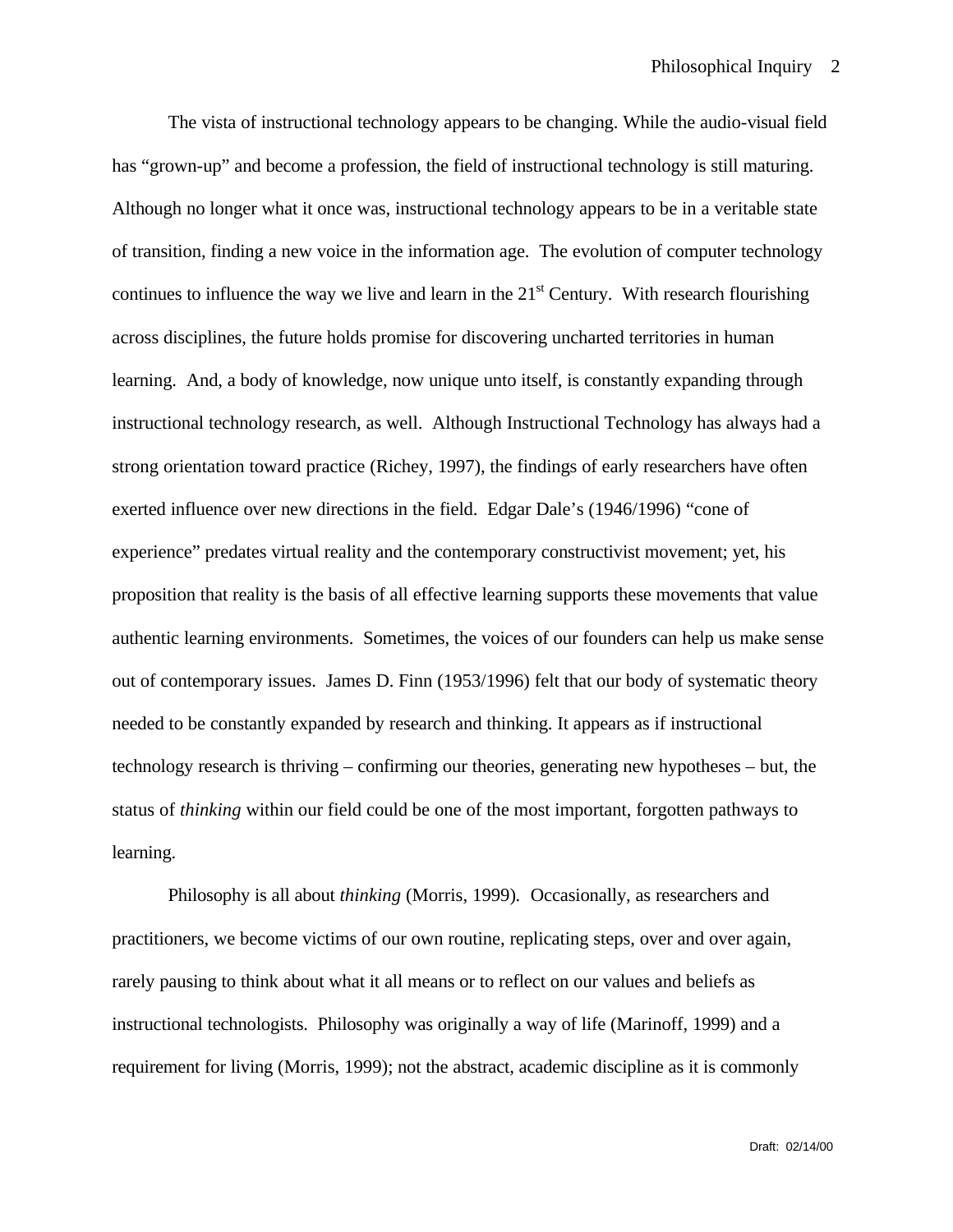The vista of instructional technology appears to be changing. While the audio-visual field has "grown-up" and become a profession, the field of instructional technology is still maturing. Although no longer what it once was, instructional technology appears to be in a veritable state of transition, finding a new voice in the information age. The evolution of computer technology continues to influence the way we live and learn in the 21st Century. With research flourishing across disciplines, the future holds promise for discovering uncharted territories in human learning. And, a body of knowledge, now unique unto itself, is constantly expanding through instructional technology research, as well. Although Instructional Technology has always had a strong orientation toward practice (Richey, 1997), the findings of early researchers have often exerted influence over new directions in the field. Edgar Dale's (1946/1996) "cone of experience" predates virtual reality and the contemporary constructivist movement; yet, his proposition that reality is the basis of all effective learning supports these movements that value authentic learning environments. Sometimes, the voices of our founders can help us make sense out of contemporary issues. James D. Finn (1953/1996) felt that our body of systematic theory needed to be constantly expanded by research and thinking. It appears as if instructional technology research is thriving – confirming our theories, generating new hypotheses – but, the status of *thinking* within our field could be one of the most important, forgotten pathways to learning.

Philosophy is all about *thinking* (Morris, 1999). Occasionally, as researchers and practitioners, we become victims of our own routine, replicating steps, over and over again, rarely pausing to think about what it all means or to reflect on our values and beliefs as instructional technologists. Philosophy was originally a way of life (Marinoff, 1999) and a requirement for living (Morris, 1999); not the abstract, academic discipline as it is commonly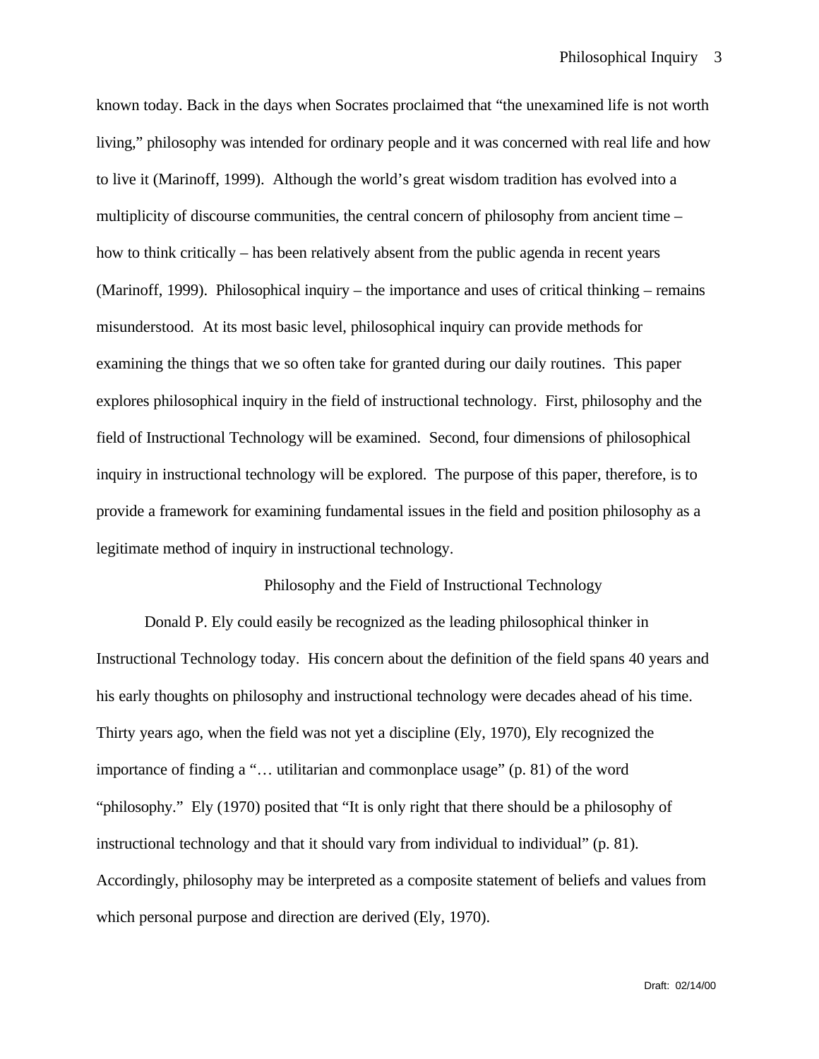known today. Back in the days when Socrates proclaimed that "the unexamined life is not worth living," philosophy was intended for ordinary people and it was concerned with real life and how to live it (Marinoff, 1999). Although the world's great wisdom tradition has evolved into a multiplicity of discourse communities, the central concern of philosophy from ancient time – how to think critically – has been relatively absent from the public agenda in recent years (Marinoff, 1999). Philosophical inquiry – the importance and uses of critical thinking – remains misunderstood. At its most basic level, philosophical inquiry can provide methods for examining the things that we so often take for granted during our daily routines. This paper explores philosophical inquiry in the field of instructional technology. First, philosophy and the field of Instructional Technology will be examined. Second, four dimensions of philosophical inquiry in instructional technology will be explored. The purpose of this paper, therefore, is to provide a framework for examining fundamental issues in the field and position philosophy as a legitimate method of inquiry in instructional technology.

## Philosophy and the Field of Instructional Technology

Donald P. Ely could easily be recognized as the leading philosophical thinker in Instructional Technology today. His concern about the definition of the field spans 40 years and his early thoughts on philosophy and instructional technology were decades ahead of his time. Thirty years ago, when the field was not yet a discipline (Ely, 1970), Ely recognized the importance of finding a "… utilitarian and commonplace usage" (p. 81) of the word "philosophy." Ely (1970) posited that "It is only right that there should be a philosophy of instructional technology and that it should vary from individual to individual" (p. 81). Accordingly, philosophy may be interpreted as a composite statement of beliefs and values from which personal purpose and direction are derived (Ely, 1970).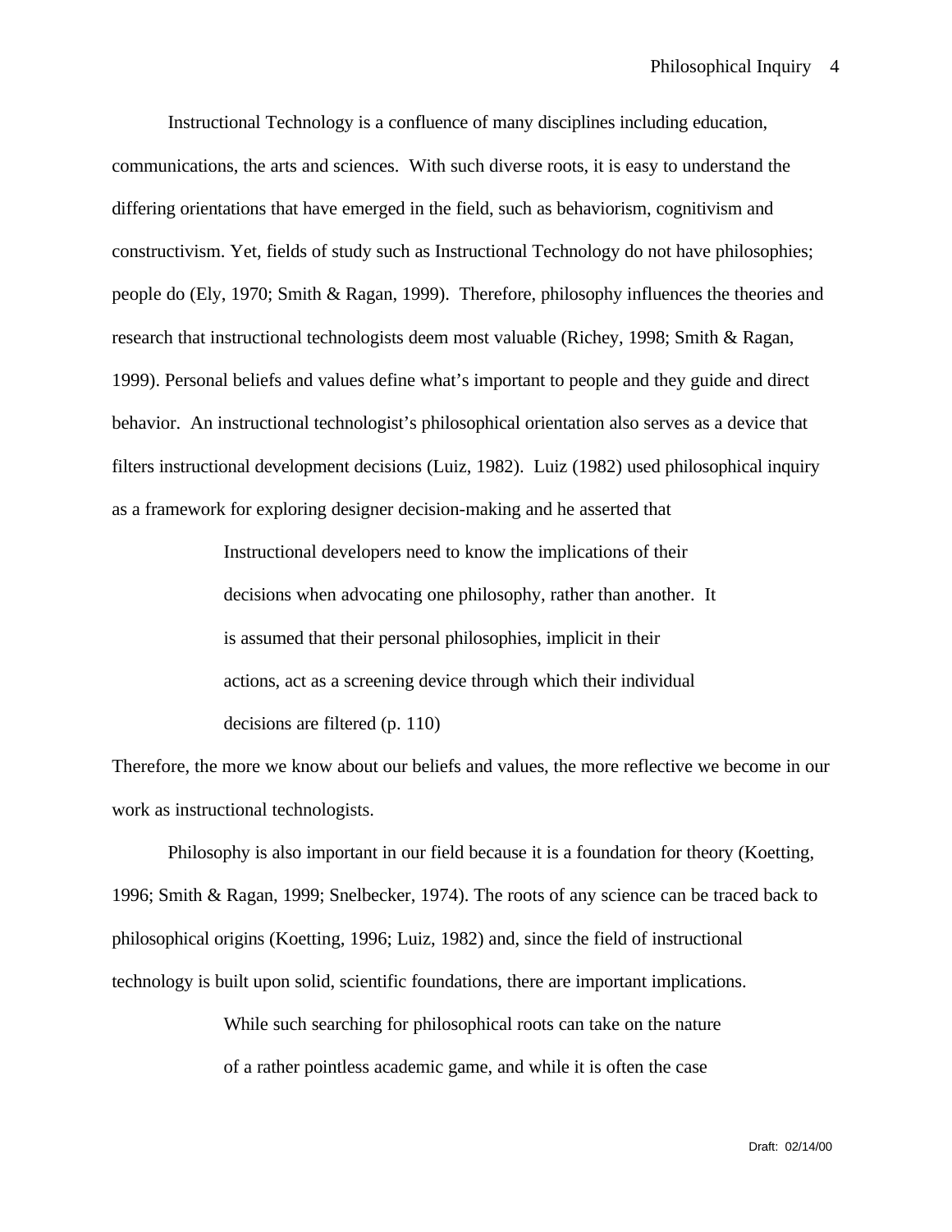Instructional Technology is a confluence of many disciplines including education, communications, the arts and sciences. With such diverse roots, it is easy to understand the differing orientations that have emerged in the field, such as behaviorism, cognitivism and constructivism. Yet, fields of study such as Instructional Technology do not have philosophies; people do (Ely, 1970; Smith & Ragan, 1999). Therefore, philosophy influences the theories and research that instructional technologists deem most valuable (Richey, 1998; Smith & Ragan, 1999). Personal beliefs and values define what's important to people and they guide and direct behavior. An instructional technologist's philosophical orientation also serves as a device that filters instructional development decisions (Luiz, 1982). Luiz (1982) used philosophical inquiry as a framework for exploring designer decision-making and he asserted that

> Instructional developers need to know the implications of their decisions when advocating one philosophy, rather than another. It is assumed that their personal philosophies, implicit in their actions, act as a screening device through which their individual decisions are filtered (p. 110)

Therefore, the more we know about our beliefs and values, the more reflective we become in our work as instructional technologists.

Philosophy is also important in our field because it is a foundation for theory (Koetting, 1996; Smith & Ragan, 1999; Snelbecker, 1974). The roots of any science can be traced back to philosophical origins (Koetting, 1996; Luiz, 1982) and, since the field of instructional technology is built upon solid, scientific foundations, there are important implications.

> While such searching for philosophical roots can take on the nature of a rather pointless academic game, and while it is often the case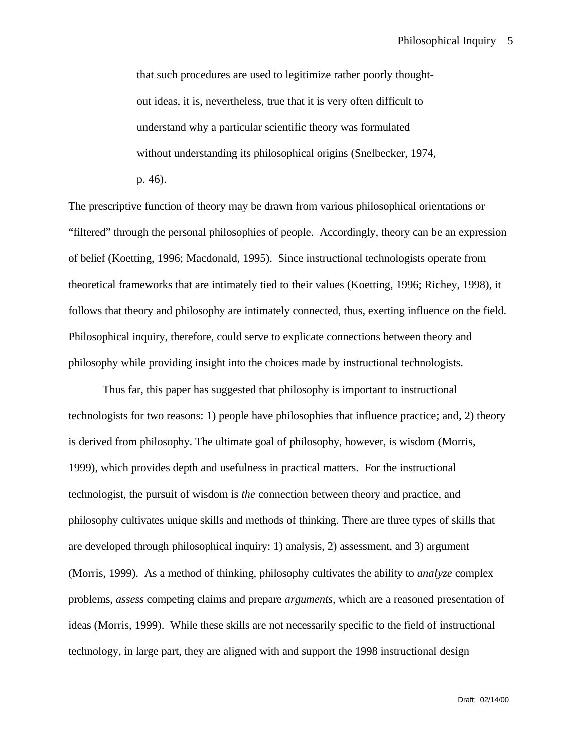> that such procedures are used to legitimize rather poorly thought-out ideas, it is, nevertheless, true that it is very often difficult to understand why a particular scientific theory was formulated without understanding its philosophical origins (Snelbecker, 1974, p. 46).

The prescriptive function of theory may be drawn from various philosophical orientations or "filtered" through the personal philosophies of people. Accordingly, theory can be an expression of belief (Koetting, 1996; Macdonald, 1995). Since instructional technologists operate from theoretical frameworks that are intimately tied to their values (Koetting, 1996; Richey, 1998), it follows that theory and philosophy are intimately connected, thus, exerting influence on the field. Philosophical inquiry, therefore, could serve to explicate connections between theory and philosophy while providing insight into the choices made by instructional technologists.

Thus far, this paper has suggested that philosophy is important to instructional technologists for two reasons: 1) people have philosophies that influence practice; and, 2) theory is derived from philosophy. The ultimate goal of philosophy, however, is wisdom (Morris, 1999), which provides depth and usefulness in practical matters. For the instructional technologist, the pursuit of wisdom is *the* connection between theory and practice, and philosophy cultivates unique skills and methods of thinking. There are three types of skills that are developed through philosophical inquiry: 1) analysis, 2) assessment, and 3) argument (Morris, 1999). As a method of thinking, philosophy cultivates the ability to *analyze* complex problems, *assess* competing claims and prepare *arguments*, which are a reasoned presentation of ideas (Morris, 1999). While these skills are not necessarily specific to the field of instructional technology, in large part, they are aligned with and support the 1998 instructional design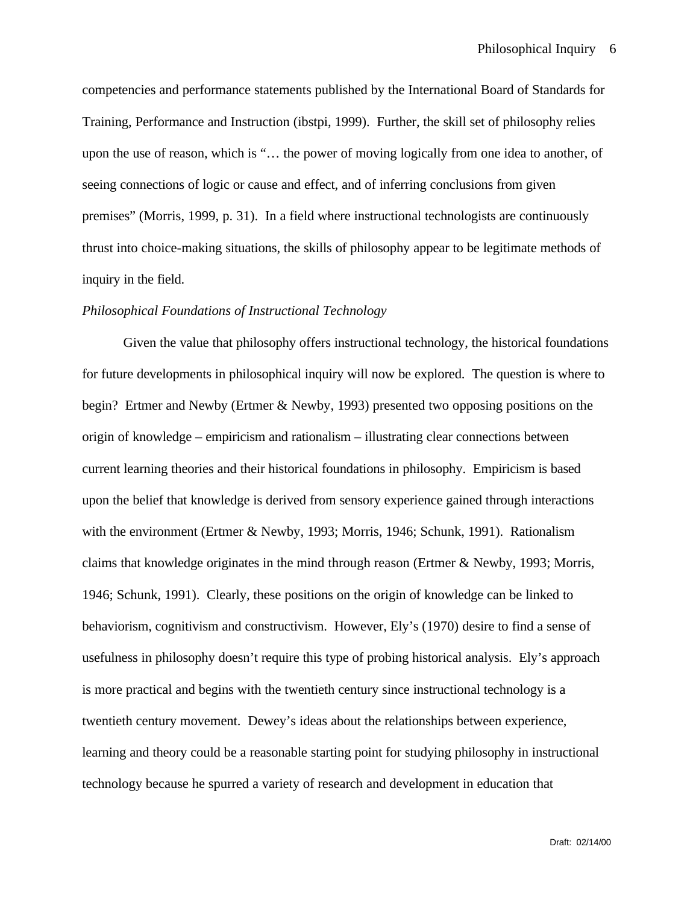competencies and performance statements published by the International Board of Standards for Training, Performance and Instruction (ibstpi, 1999). Further, the skill set of philosophy relies upon the use of reason, which is "… the power of moving logically from one idea to another, of seeing connections of logic or cause and effect, and of inferring conclusions from given premises" (Morris, 1999, p. 31). In a field where instructional technologists are continuously thrust into choice-making situations, the skills of philosophy appear to be legitimate methods of inquiry in the field.

*Philosophical Foundations of Instructional Technology*

Given the value that philosophy offers instructional technology, the historical foundations for future developments in philosophical inquiry will now be explored. The question is where to begin? Ertmer and Newby (Ertmer & Newby, 1993) presented two opposing positions on the origin of knowledge – empiricism and rationalism – illustrating clear connections between current learning theories and their historical foundations in philosophy. Empiricism is based upon the belief that knowledge is derived from sensory experience gained through interactions with the environment (Ertmer & Newby, 1993; Morris, 1946; Schunk, 1991). Rationalism claims that knowledge originates in the mind through reason (Ertmer & Newby, 1993; Morris, 1946; Schunk, 1991). Clearly, these positions on the origin of knowledge can be linked to behaviorism, cognitivism and constructivism. However, Ely's (1970) desire to find a sense of usefulness in philosophy doesn't require this type of probing historical analysis. Ely's approach is more practical and begins with the twentieth century since instructional technology is a twentieth century movement. Dewey's ideas about the relationships between experience, learning and theory could be a reasonable starting point for studying philosophy in instructional technology because he spurred a variety of research and development in education that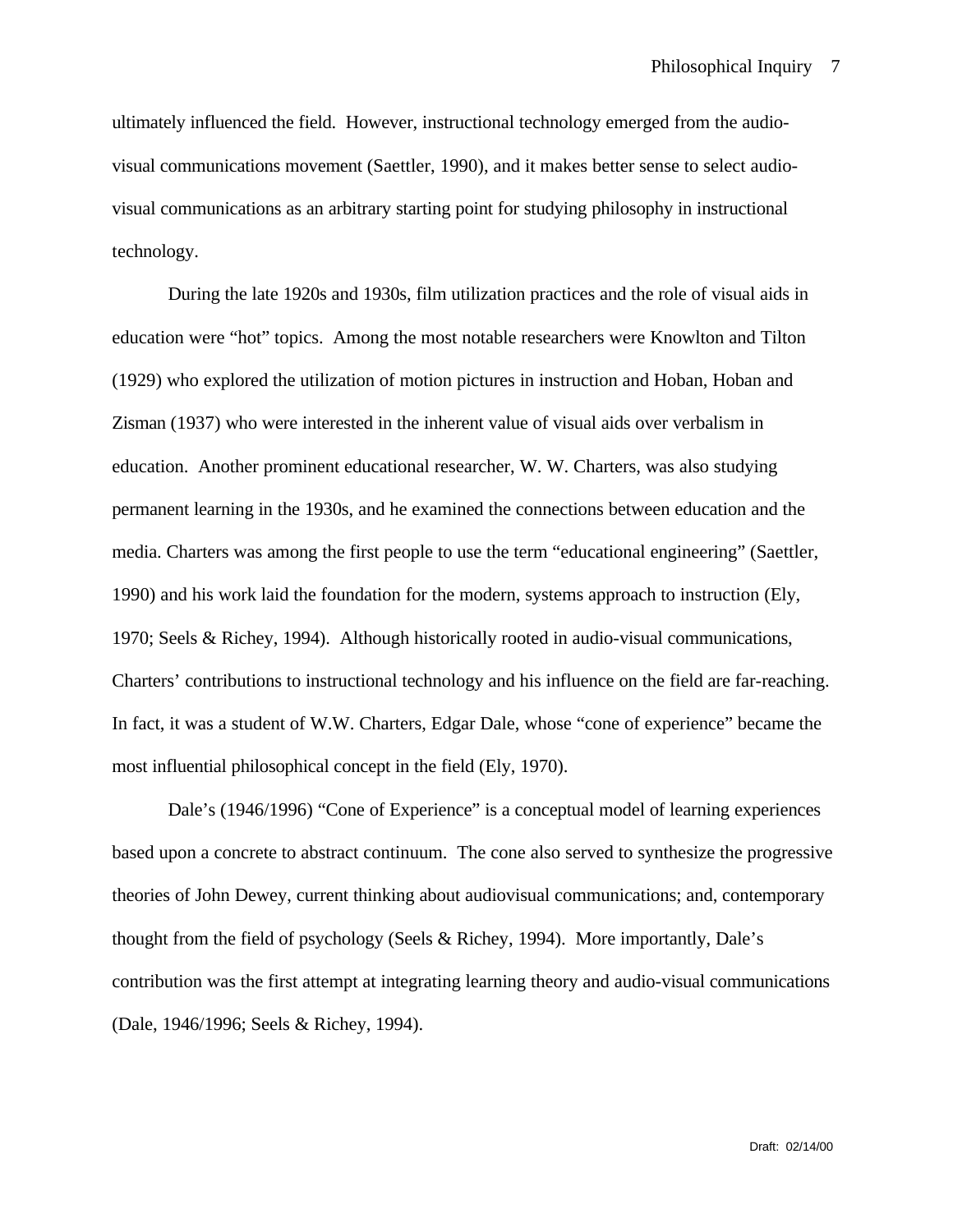ultimately influenced the field. However, instructional technology emerged from the audio-visual communications movement (Saettler, 1990), and it makes better sense to select audio-visual communications as an arbitrary starting point for studying philosophy in instructional technology.

During the late 1920s and 1930s, film utilization practices and the role of visual aids in education were "hot" topics. Among the most notable researchers were Knowlton and Tilton (1929) who explored the utilization of motion pictures in instruction and Hoban, Hoban and Zisman (1937) who were interested in the inherent value of visual aids over verbalism in education. Another prominent educational researcher, W. W. Charters, was also studying permanent learning in the 1930s, and he examined the connections between education and the media. Charters was among the first people to use the term "educational engineering" (Saettler, 1990) and his work laid the foundation for the modern, systems approach to instruction (Ely, 1970; Seels & Richey, 1994). Although historically rooted in audio-visual communications, Charters' contributions to instructional technology and his influence on the field are far-reaching. In fact, it was a student of W.W. Charters, Edgar Dale, whose "cone of experience" became the most influential philosophical concept in the field (Ely, 1970).

Dale's (1946/1996) "Cone of Experience" is a conceptual model of learning experiences based upon a concrete to abstract continuum. The cone also served to synthesize the progressive theories of John Dewey, current thinking about audiovisual communications; and, contemporary thought from the field of psychology (Seels & Richey, 1994). More importantly, Dale's contribution was the first attempt at integrating learning theory and audio-visual communications (Dale, 1946/1996; Seels & Richey, 1994).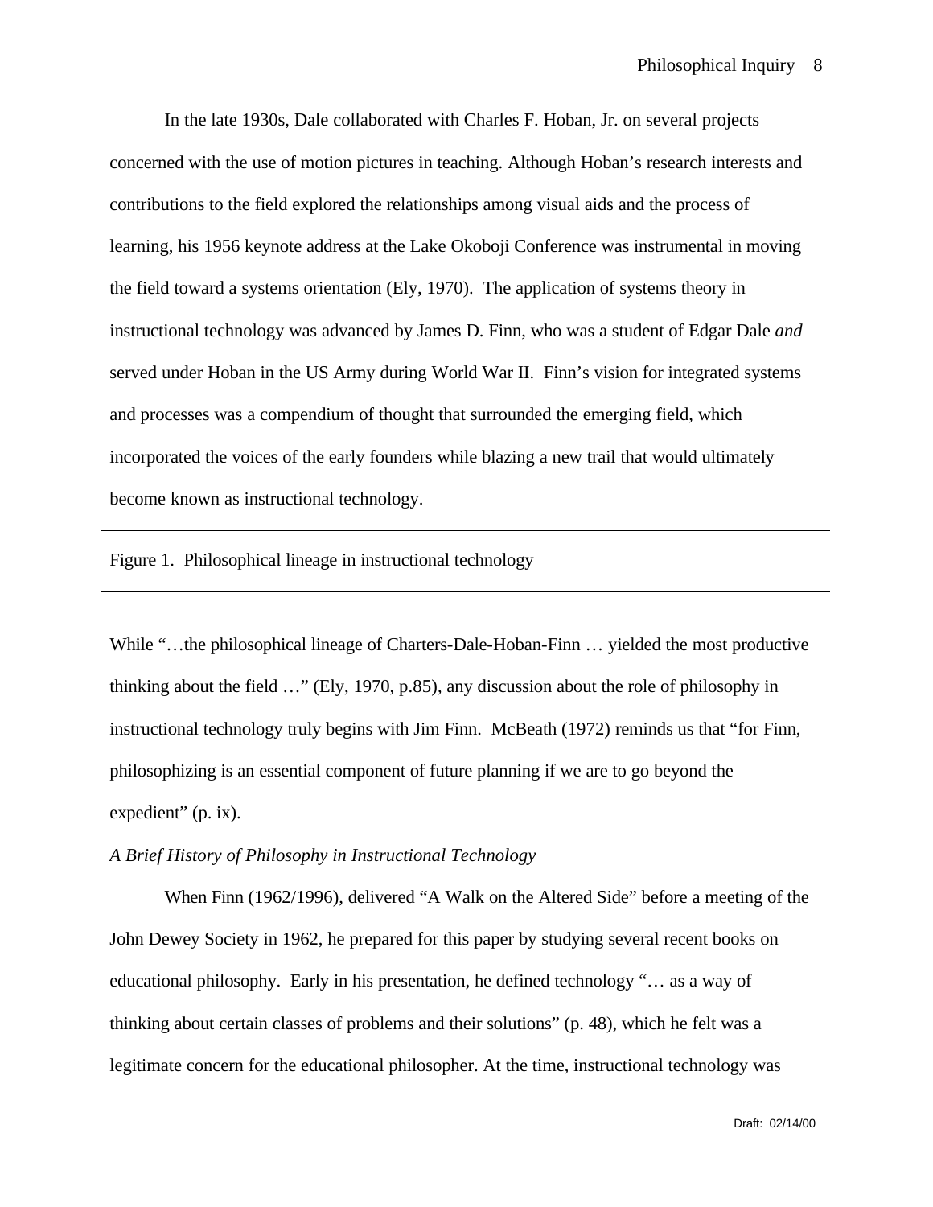In the late 1930s, Dale collaborated with Charles F. Hoban, Jr. on several projects concerned with the use of motion pictures in teaching. Although Hoban's research interests and contributions to the field explored the relationships among visual aids and the process of learning, his 1956 keynote address at the Lake Okoboji Conference was instrumental in moving the field toward a systems orientation (Ely, 1970). The application of systems theory in instructional technology was advanced by James D. Finn, who was a student of Edgar Dale *and* served under Hoban in the US Army during World War II. Finn's vision for integrated systems and processes was a compendium of thought that surrounded the emerging field, which incorporated the voices of the early founders while blazing a new trail that would ultimately become known as instructional technology.

---

Figure 1. Philosophical lineage in instructional technology

---

While "…the philosophical lineage of Charters-Dale-Hoban-Finn … yielded the most productive thinking about the field …" (Ely, 1970, p.85), any discussion about the role of philosophy in instructional technology truly begins with Jim Finn. McBeath (1972) reminds us that "for Finn, philosophizing is an essential component of future planning if we are to go beyond the expedient" (p. ix).

*A Brief History of Philosophy in Instructional Technology*

When Finn (1962/1996), delivered "A Walk on the Altered Side" before a meeting of the John Dewey Society in 1962, he prepared for this paper by studying several recent books on educational philosophy. Early in his presentation, he defined technology "… as a way of thinking about certain classes of problems and their solutions" (p. 48), which he felt was a legitimate concern for the educational philosopher. At the time, instructional technology was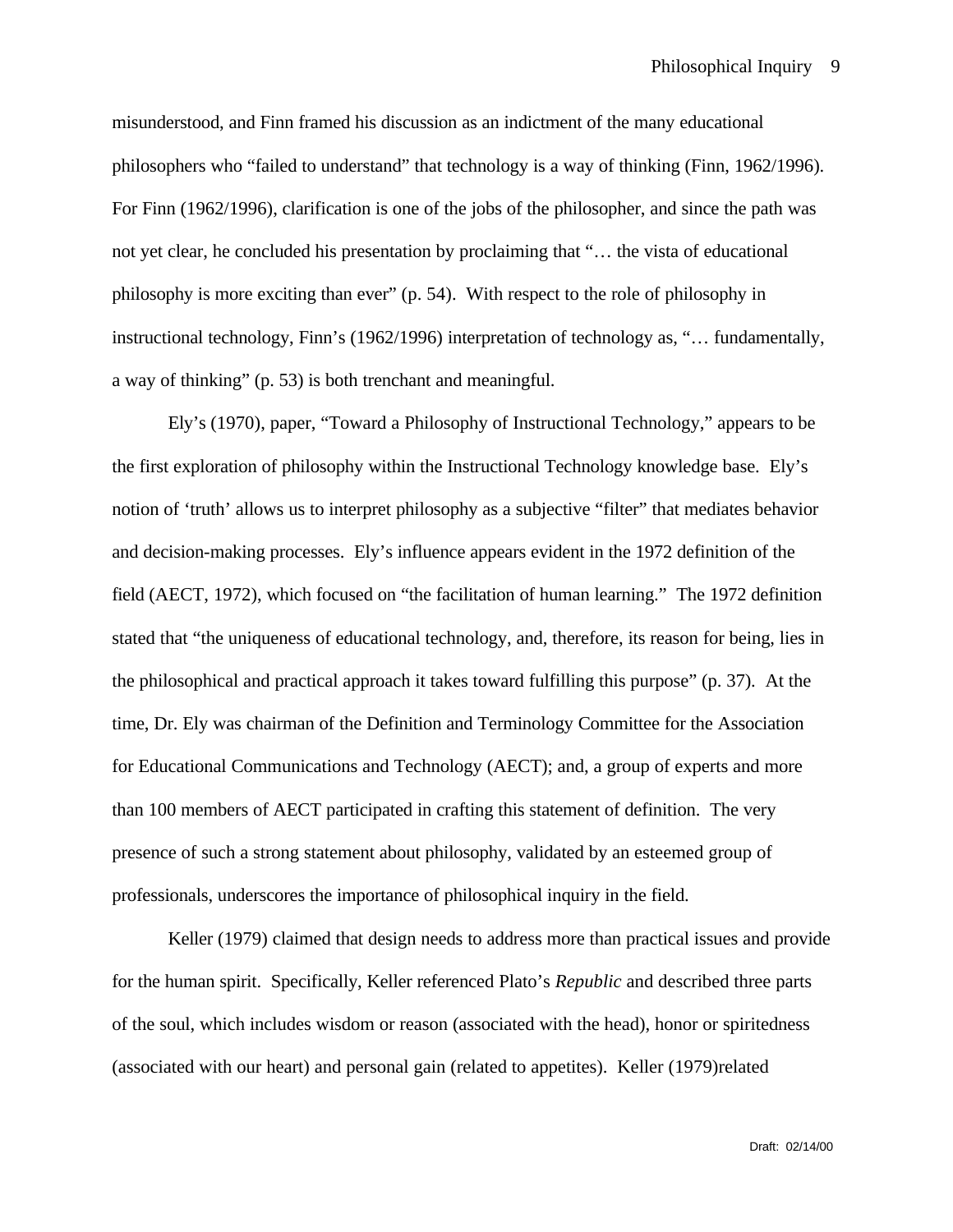misunderstood, and Finn framed his discussion as an indictment of the many educational philosophers who "failed to understand" that technology is a way of thinking (Finn, 1962/1996). For Finn (1962/1996), clarification is one of the jobs of the philosopher, and since the path was not yet clear, he concluded his presentation by proclaiming that "… the vista of educational philosophy is more exciting than ever" (p. 54). With respect to the role of philosophy in instructional technology, Finn's (1962/1996) interpretation of technology as, "… fundamentally, a way of thinking" (p. 53) is both trenchant and meaningful.

Ely's (1970), paper, "Toward a Philosophy of Instructional Technology," appears to be the first exploration of philosophy within the Instructional Technology knowledge base. Ely's notion of 'truth' allows us to interpret philosophy as a subjective "filter" that mediates behavior and decision-making processes. Ely's influence appears evident in the 1972 definition of the field (AECT, 1972), which focused on "the facilitation of human learning." The 1972 definition stated that "the uniqueness of educational technology, and, therefore, its reason for being, lies in the philosophical and practical approach it takes toward fulfilling this purpose" (p. 37). At the time, Dr. Ely was chairman of the Definition and Terminology Committee for the Association for Educational Communications and Technology (AECT); and, a group of experts and more than 100 members of AECT participated in crafting this statement of definition. The very presence of such a strong statement about philosophy, validated by an esteemed group of professionals, underscores the importance of philosophical inquiry in the field.

Keller (1979) claimed that design needs to address more than practical issues and provide for the human spirit. Specifically, Keller referenced Plato's *Republic* and described three parts of the soul, which includes wisdom or reason (associated with the head), honor or spiritedness (associated with our heart) and personal gain (related to appetites). Keller (1979)related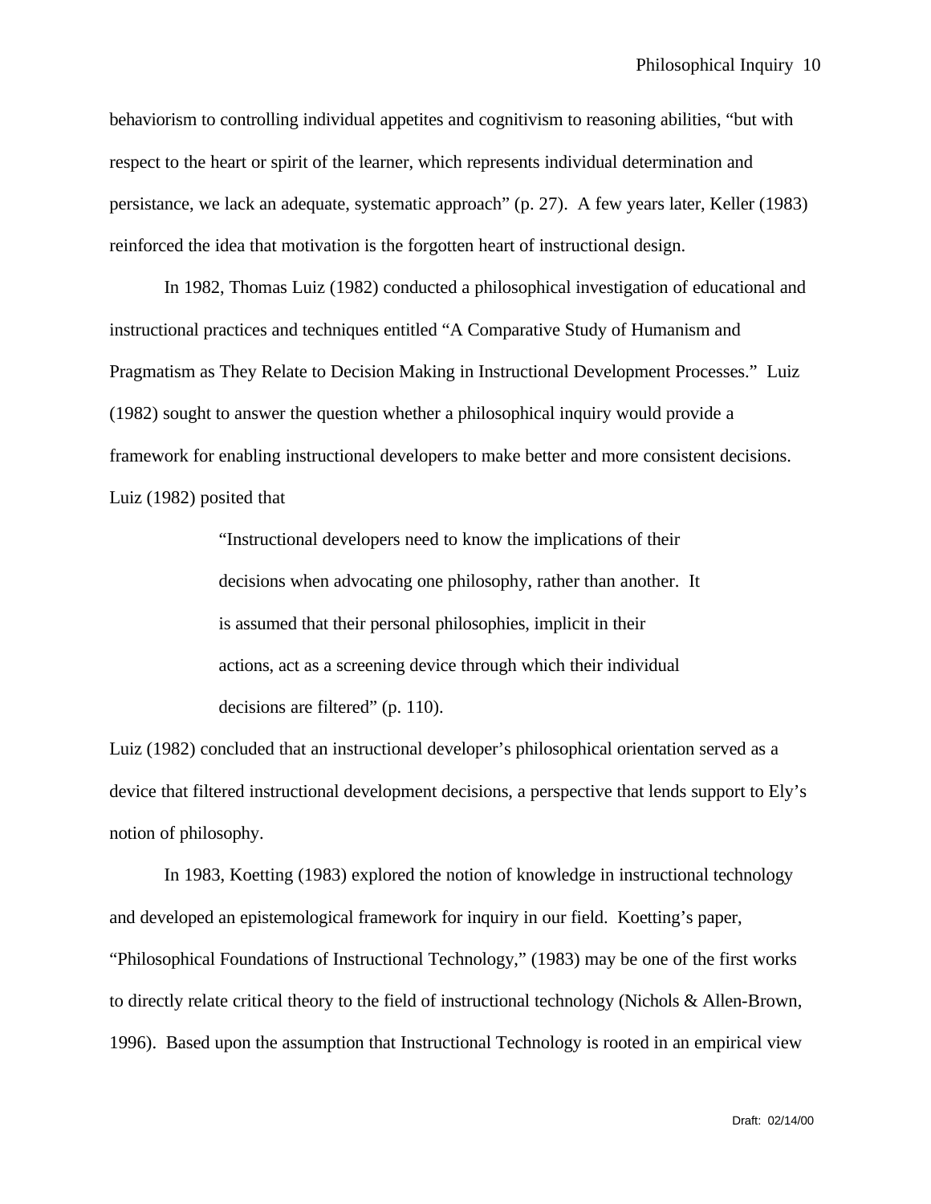behaviorism to controlling individual appetites and cognitivism to reasoning abilities, "but with respect to the heart or spirit of the learner, which represents individual determination and persistance, we lack an adequate, systematic approach" (p. 27). A few years later, Keller (1983) reinforced the idea that motivation is the forgotten heart of instructional design.

In 1982, Thomas Luiz (1982) conducted a philosophical investigation of educational and instructional practices and techniques entitled "A Comparative Study of Humanism and Pragmatism as They Relate to Decision Making in Instructional Development Processes." Luiz (1982) sought to answer the question whether a philosophical inquiry would provide a framework for enabling instructional developers to make better and more consistent decisions. Luiz (1982) posited that

> "Instructional developers need to know the implications of their decisions when advocating one philosophy, rather than another. It is assumed that their personal philosophies, implicit in their actions, act as a screening device through which their individual decisions are filtered" (p. 110).

Luiz (1982) concluded that an instructional developer's philosophical orientation served as a device that filtered instructional development decisions, a perspective that lends support to Ely's notion of philosophy.

In 1983, Koetting (1983) explored the notion of knowledge in instructional technology and developed an epistemological framework for inquiry in our field. Koetting's paper, "Philosophical Foundations of Instructional Technology," (1983) may be one of the first works to directly relate critical theory to the field of instructional technology (Nichols & Allen-Brown, 1996). Based upon the assumption that Instructional Technology is rooted in an empirical view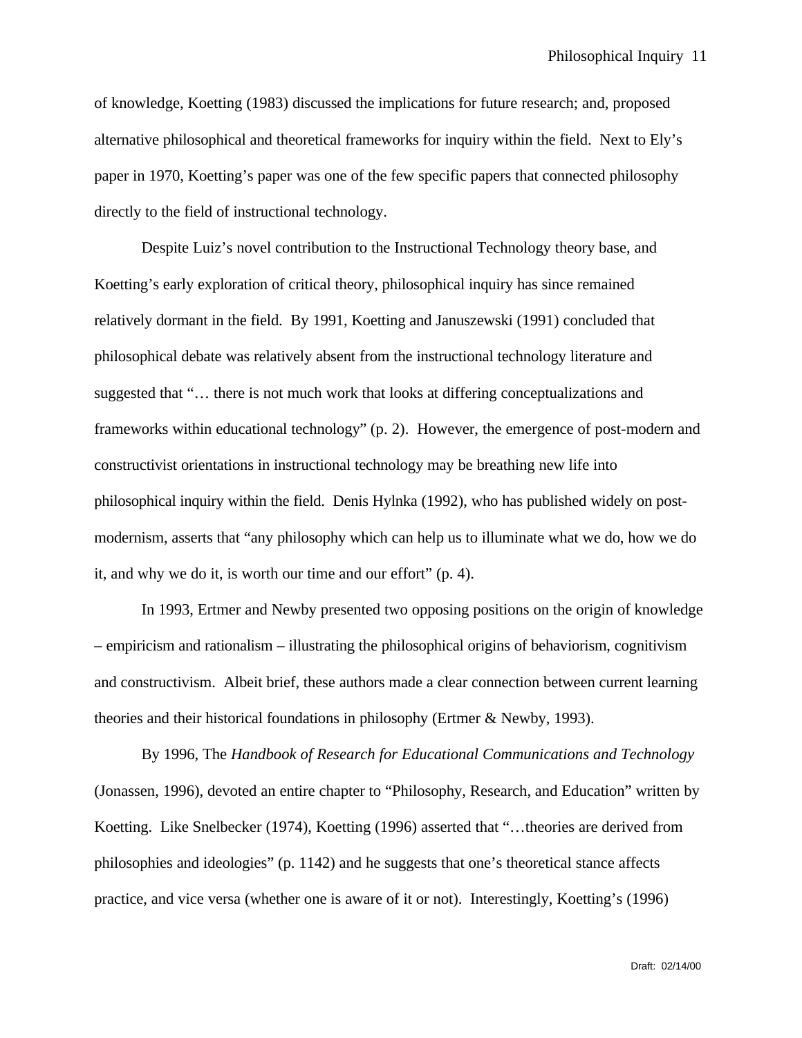of knowledge, Koetting (1983) discussed the implications for future research; and, proposed alternative philosophical and theoretical frameworks for inquiry within the field. Next to Ely's paper in 1970, Koetting's paper was one of the few specific papers that connected philosophy directly to the field of instructional technology.

Despite Luiz's novel contribution to the Instructional Technology theory base, and Koetting's early exploration of critical theory, philosophical inquiry has since remained relatively dormant in the field. By 1991, Koetting and Januszewski (1991) concluded that philosophical debate was relatively absent from the instructional technology literature and suggested that "… there is not much work that looks at differing conceptualizations and frameworks within educational technology" (p. 2). However, the emergence of post-modern and constructivist orientations in instructional technology may be breathing new life into philosophical inquiry within the field. Denis Hylnka (1992), who has published widely on post-modernism, asserts that "any philosophy which can help us to illuminate what we do, how we do it, and why we do it, is worth our time and our effort" (p. 4).

In 1993, Ertmer and Newby presented two opposing positions on the origin of knowledge – empiricism and rationalism – illustrating the philosophical origins of behaviorism, cognitivism and constructivism. Albeit brief, these authors made a clear connection between current learning theories and their historical foundations in philosophy (Ertmer & Newby, 1993).

By 1996, The *Handbook of Research for Educational Communications and Technology* (Jonassen, 1996), devoted an entire chapter to "Philosophy, Research, and Education" written by Koetting. Like Snelbecker (1974), Koetting (1996) asserted that "…theories are derived from philosophies and ideologies" (p. 1142) and he suggests that one's theoretical stance affects practice, and vice versa (whether one is aware of it or not). Interestingly, Koetting's (1996)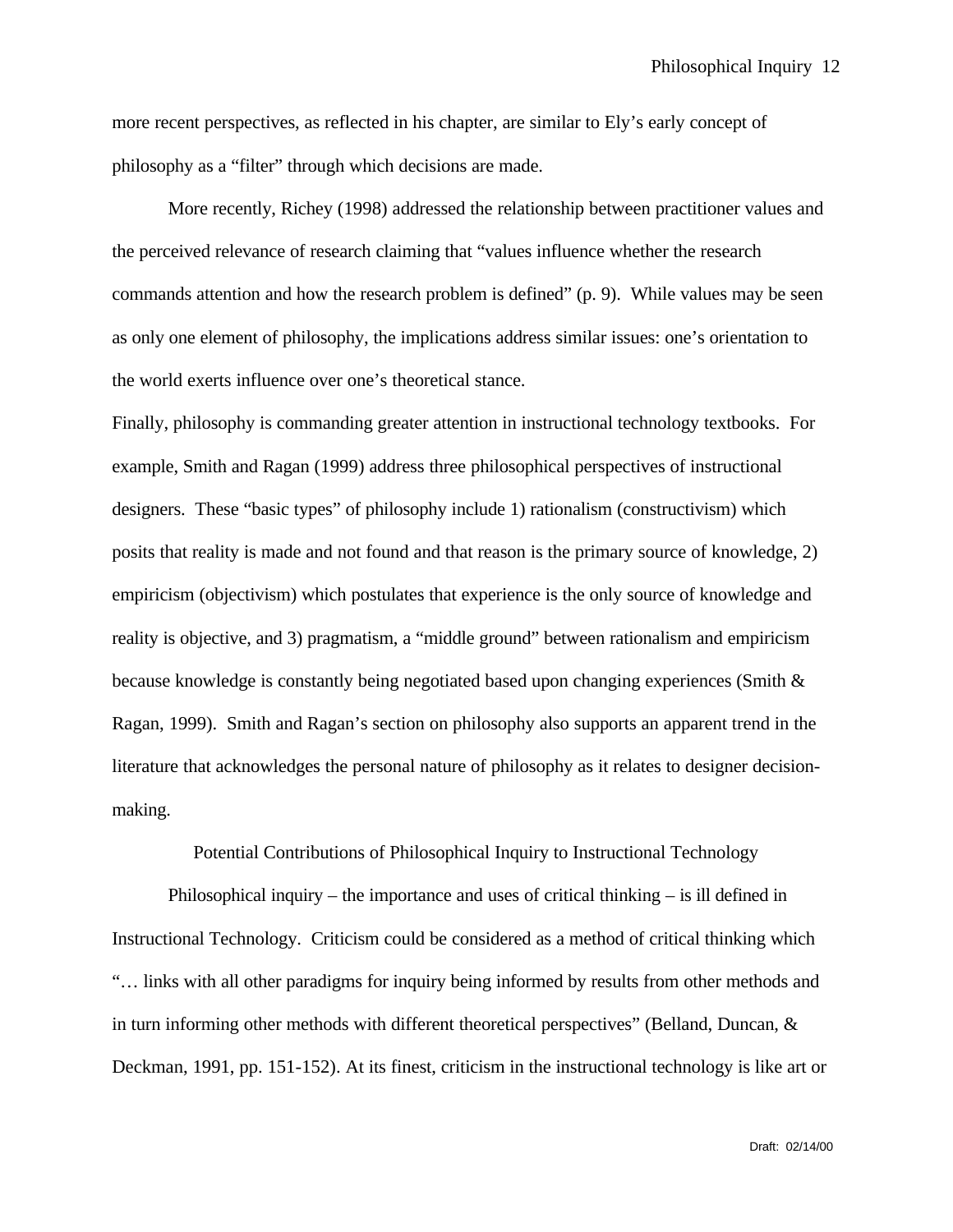more recent perspectives, as reflected in his chapter, are similar to Ely's early concept of philosophy as a "filter" through which decisions are made.

More recently, Richey (1998) addressed the relationship between practitioner values and the perceived relevance of research claiming that "values influence whether the research commands attention and how the research problem is defined" (p. 9). While values may be seen as only one element of philosophy, the implications address similar issues: one's orientation to the world exerts influence over one's theoretical stance.

Finally, philosophy is commanding greater attention in instructional technology textbooks. For example, Smith and Ragan (1999) address three philosophical perspectives of instructional designers. These "basic types" of philosophy include 1) rationalism (constructivism) which posits that reality is made and not found and that reason is the primary source of knowledge, 2) empiricism (objectivism) which postulates that experience is the only source of knowledge and reality is objective, and 3) pragmatism, a "middle ground" between rationalism and empiricism because knowledge is constantly being negotiated based upon changing experiences (Smith & Ragan, 1999). Smith and Ragan's section on philosophy also supports an apparent trend in the literature that acknowledges the personal nature of philosophy as it relates to designer decision-making.

## Potential Contributions of Philosophical Inquiry to Instructional Technology

Philosophical inquiry – the importance and uses of critical thinking – is ill defined in Instructional Technology. Criticism could be considered as a method of critical thinking which "… links with all other paradigms for inquiry being informed by results from other methods and in turn informing other methods with different theoretical perspectives" (Belland, Duncan, & Deckman, 1991, pp. 151-152). At its finest, criticism in the instructional technology is like art or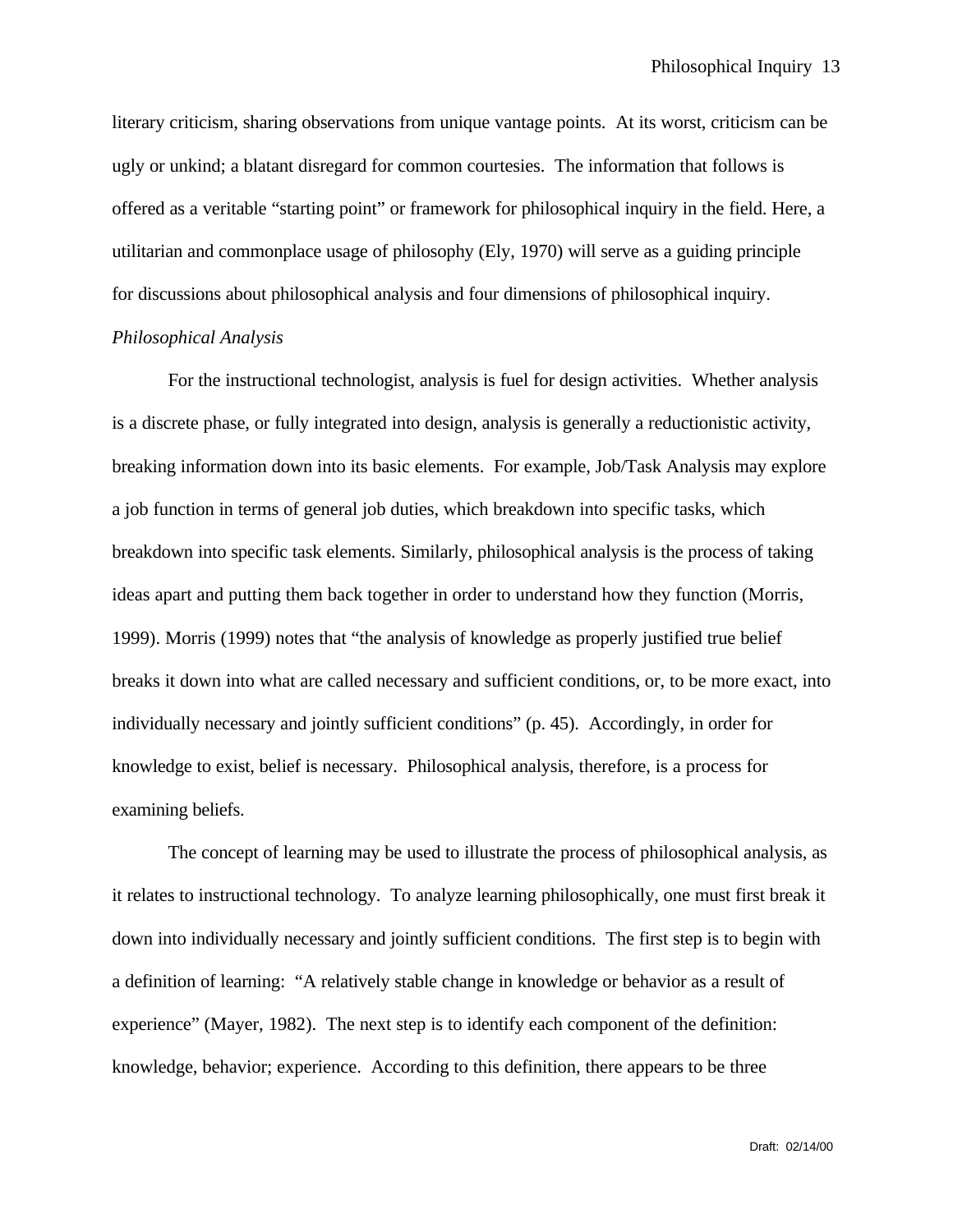literary criticism, sharing observations from unique vantage points. At its worst, criticism can be ugly or unkind; a blatant disregard for common courtesies. The information that follows is offered as a veritable "starting point" or framework for philosophical inquiry in the field. Here, a utilitarian and commonplace usage of philosophy (Ely, 1970) will serve as a guiding principle for discussions about philosophical analysis and four dimensions of philosophical inquiry.

*Philosophical Analysis*

For the instructional technologist, analysis is fuel for design activities. Whether analysis is a discrete phase, or fully integrated into design, analysis is generally a reductionistic activity, breaking information down into its basic elements. For example, Job/Task Analysis may explore a job function in terms of general job duties, which breakdown into specific tasks, which breakdown into specific task elements. Similarly, philosophical analysis is the process of taking ideas apart and putting them back together in order to understand how they function (Morris, 1999). Morris (1999) notes that "the analysis of knowledge as properly justified true belief breaks it down into what are called necessary and sufficient conditions, or, to be more exact, into individually necessary and jointly sufficient conditions" (p. 45). Accordingly, in order for knowledge to exist, belief is necessary. Philosophical analysis, therefore, is a process for examining beliefs.

The concept of learning may be used to illustrate the process of philosophical analysis, as it relates to instructional technology. To analyze learning philosophically, one must first break it down into individually necessary and jointly sufficient conditions. The first step is to begin with a definition of learning: "A relatively stable change in knowledge or behavior as a result of experience" (Mayer, 1982). The next step is to identify each component of the definition: knowledge, behavior; experience. According to this definition, there appears to be three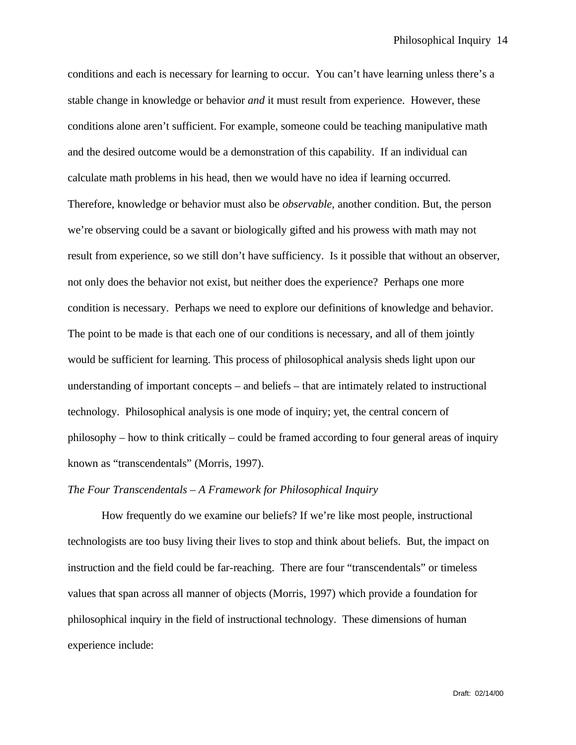conditions and each is necessary for learning to occur. You can't have learning unless there's a stable change in knowledge or behavior *and* it must result from experience. However, these conditions alone aren't sufficient. For example, someone could be teaching manipulative math and the desired outcome would be a demonstration of this capability. If an individual can calculate math problems in his head, then we would have no idea if learning occurred. Therefore, knowledge or behavior must also be *observable,* another condition. But, the person we're observing could be a savant or biologically gifted and his prowess with math may not result from experience, so we still don't have sufficiency. Is it possible that without an observer, not only does the behavior not exist, but neither does the experience? Perhaps one more condition is necessary. Perhaps we need to explore our definitions of knowledge and behavior. The point to be made is that each one of our conditions is necessary, and all of them jointly would be sufficient for learning. This process of philosophical analysis sheds light upon our understanding of important concepts – and beliefs – that are intimately related to instructional technology. Philosophical analysis is one mode of inquiry; yet, the central concern of philosophy – how to think critically – could be framed according to four general areas of inquiry known as "transcendentals" (Morris, 1997).

*The Four Transcendentals – A Framework for Philosophical Inquiry*

How frequently do we examine our beliefs? If we're like most people, instructional technologists are too busy living their lives to stop and think about beliefs. But, the impact on instruction and the field could be far-reaching. There are four "transcendentals" or timeless values that span across all manner of objects (Morris, 1997) which provide a foundation for philosophical inquiry in the field of instructional technology. These dimensions of human experience include: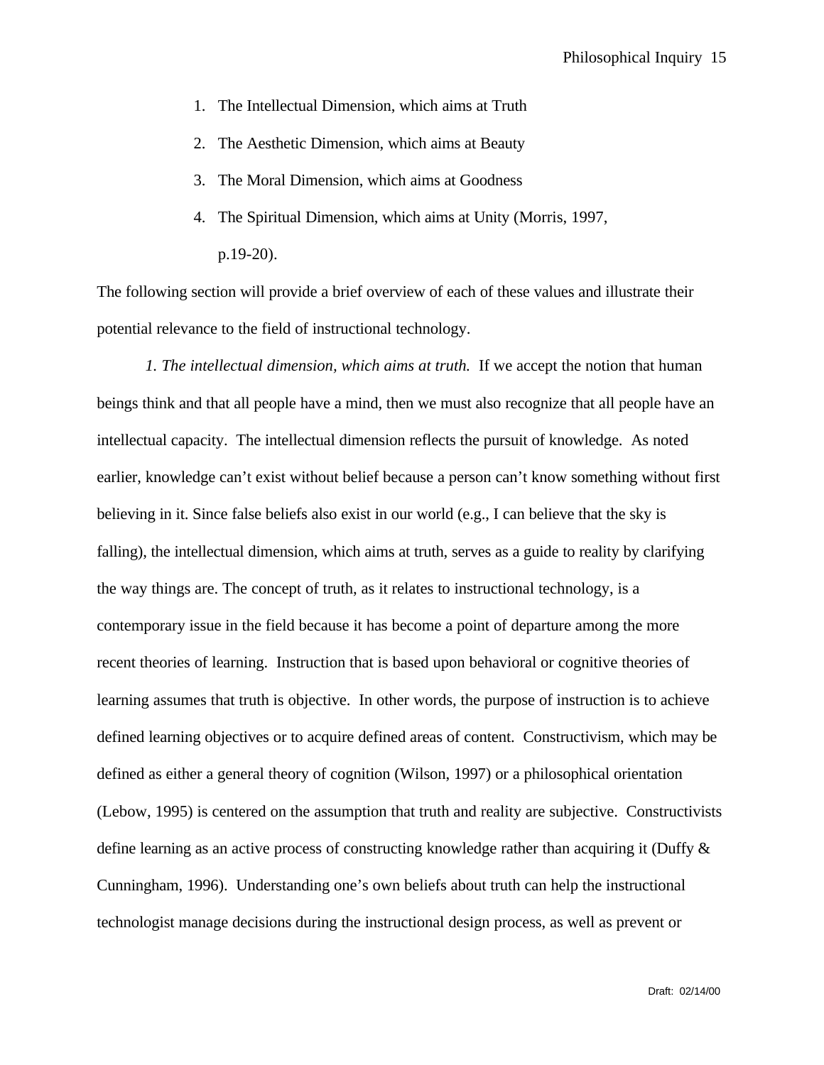1. The Intellectual Dimension, which aims at Truth
2. The Aesthetic Dimension, which aims at Beauty
3. The Moral Dimension, which aims at Goodness
4. The Spiritual Dimension, which aims at Unity (Morris, 1997, p.19-20).

The following section will provide a brief overview of each of these values and illustrate their potential relevance to the field of instructional technology.

*1. The intellectual dimension, which aims at truth.* If we accept the notion that human beings think and that all people have a mind, then we must also recognize that all people have an intellectual capacity. The intellectual dimension reflects the pursuit of knowledge. As noted earlier, knowledge can't exist without belief because a person can't know something without first believing in it. Since false beliefs also exist in our world (e.g., I can believe that the sky is falling), the intellectual dimension, which aims at truth, serves as a guide to reality by clarifying the way things are. The concept of truth, as it relates to instructional technology, is a contemporary issue in the field because it has become a point of departure among the more recent theories of learning. Instruction that is based upon behavioral or cognitive theories of learning assumes that truth is objective. In other words, the purpose of instruction is to achieve defined learning objectives or to acquire defined areas of content. Constructivism, which may be defined as either a general theory of cognition (Wilson, 1997) or a philosophical orientation (Lebow, 1995) is centered on the assumption that truth and reality are subjective. Constructivists define learning as an active process of constructing knowledge rather than acquiring it (Duffy & Cunningham, 1996). Understanding one's own beliefs about truth can help the instructional technologist manage decisions during the instructional design process, as well as prevent or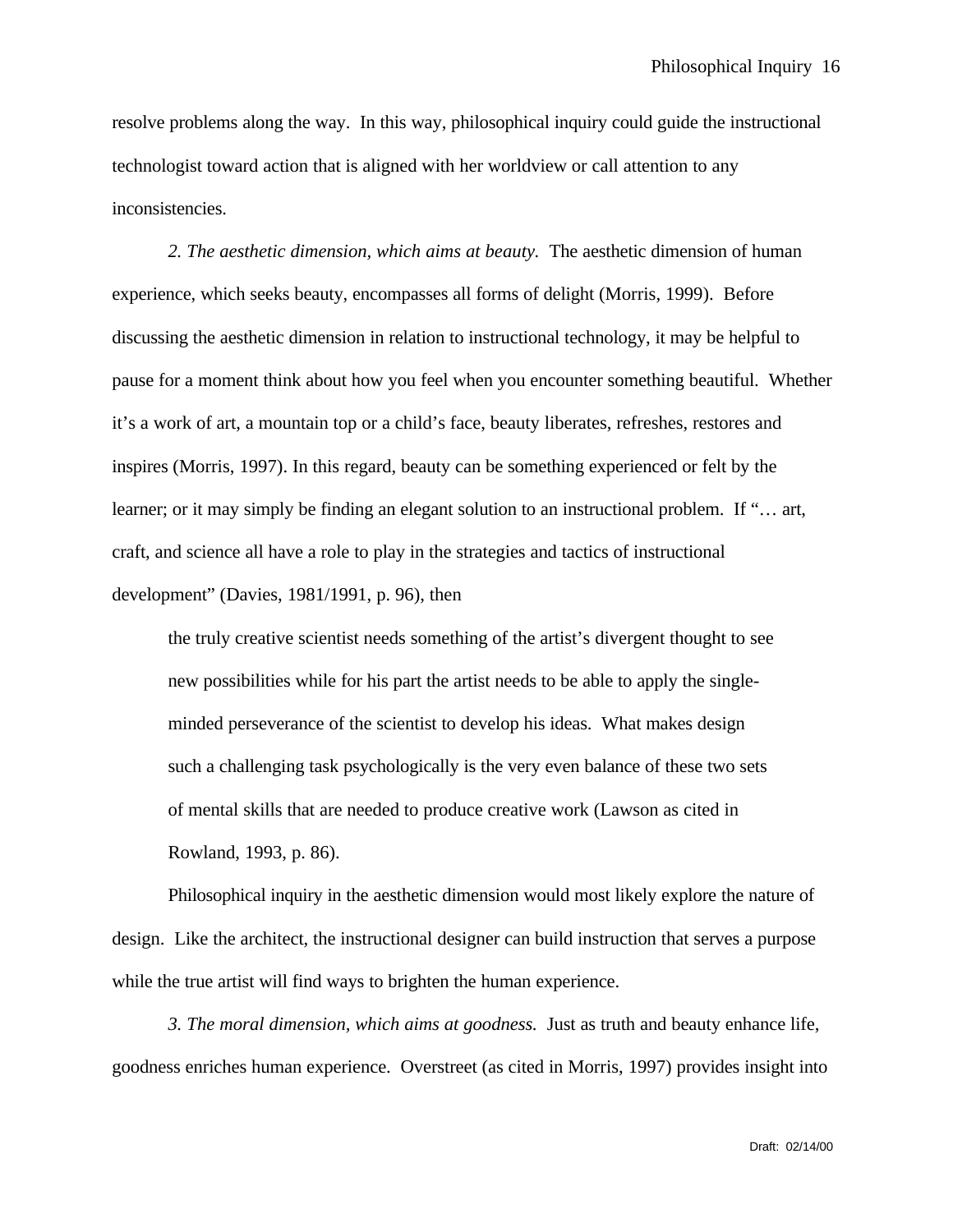resolve problems along the way. In this way, philosophical inquiry could guide the instructional technologist toward action that is aligned with her worldview or call attention to any inconsistencies.

*2. The aesthetic dimension, which aims at beauty.* The aesthetic dimension of human experience, which seeks beauty, encompasses all forms of delight (Morris, 1999). Before discussing the aesthetic dimension in relation to instructional technology, it may be helpful to pause for a moment think about how you feel when you encounter something beautiful. Whether it's a work of art, a mountain top or a child's face, beauty liberates, refreshes, restores and inspires (Morris, 1997). In this regard, beauty can be something experienced or felt by the learner; or it may simply be finding an elegant solution to an instructional problem. If "… art, craft, and science all have a role to play in the strategies and tactics of instructional development" (Davies, 1981/1991, p. 96), then

> the truly creative scientist needs something of the artist's divergent thought to see new possibilities while for his part the artist needs to be able to apply the single-minded perseverance of the scientist to develop his ideas. What makes design such a challenging task psychologically is the very even balance of these two sets of mental skills that are needed to produce creative work (Lawson as cited in Rowland, 1993, p. 86).

Philosophical inquiry in the aesthetic dimension would most likely explore the nature of design. Like the architect, the instructional designer can build instruction that serves a purpose while the true artist will find ways to brighten the human experience.

*3. The moral dimension, which aims at goodness.* Just as truth and beauty enhance life, goodness enriches human experience. Overstreet (as cited in Morris, 1997) provides insight into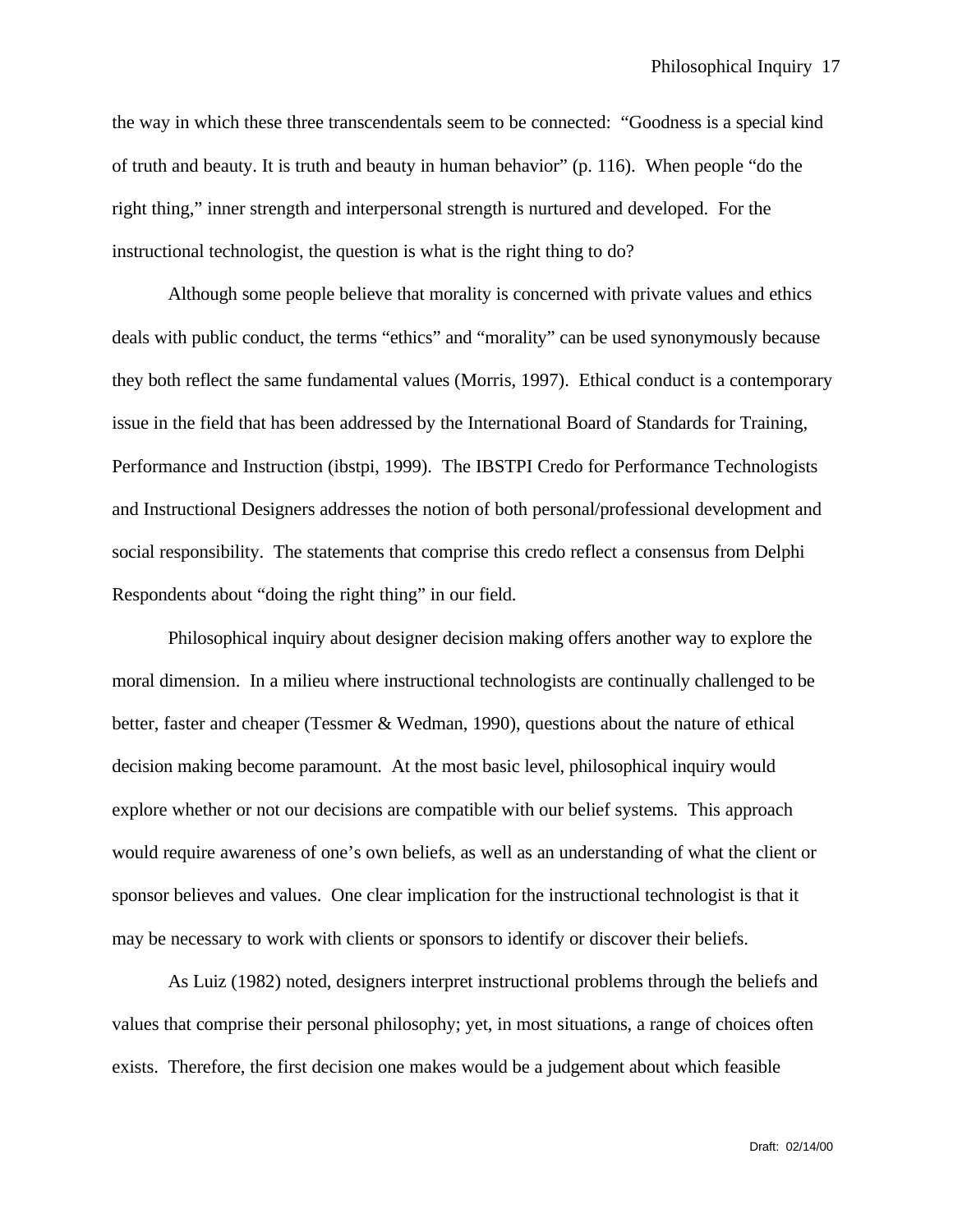the way in which these three transcendentals seem to be connected: "Goodness is a special kind of truth and beauty. It is truth and beauty in human behavior" (p. 116). When people "do the right thing," inner strength and interpersonal strength is nurtured and developed. For the instructional technologist, the question is what is the right thing to do?

Although some people believe that morality is concerned with private values and ethics deals with public conduct, the terms "ethics" and "morality" can be used synonymously because they both reflect the same fundamental values (Morris, 1997). Ethical conduct is a contemporary issue in the field that has been addressed by the International Board of Standards for Training, Performance and Instruction (ibstpi, 1999). The IBSTPI Credo for Performance Technologists and Instructional Designers addresses the notion of both personal/professional development and social responsibility. The statements that comprise this credo reflect a consensus from Delphi Respondents about "doing the right thing" in our field.

Philosophical inquiry about designer decision making offers another way to explore the moral dimension. In a milieu where instructional technologists are continually challenged to be better, faster and cheaper (Tessmer & Wedman, 1990), questions about the nature of ethical decision making become paramount. At the most basic level, philosophical inquiry would explore whether or not our decisions are compatible with our belief systems. This approach would require awareness of one's own beliefs, as well as an understanding of what the client or sponsor believes and values. One clear implication for the instructional technologist is that it may be necessary to work with clients or sponsors to identify or discover their beliefs.

As Luiz (1982) noted, designers interpret instructional problems through the beliefs and values that comprise their personal philosophy; yet, in most situations, a range of choices often exists. Therefore, the first decision one makes would be a judgement about which feasible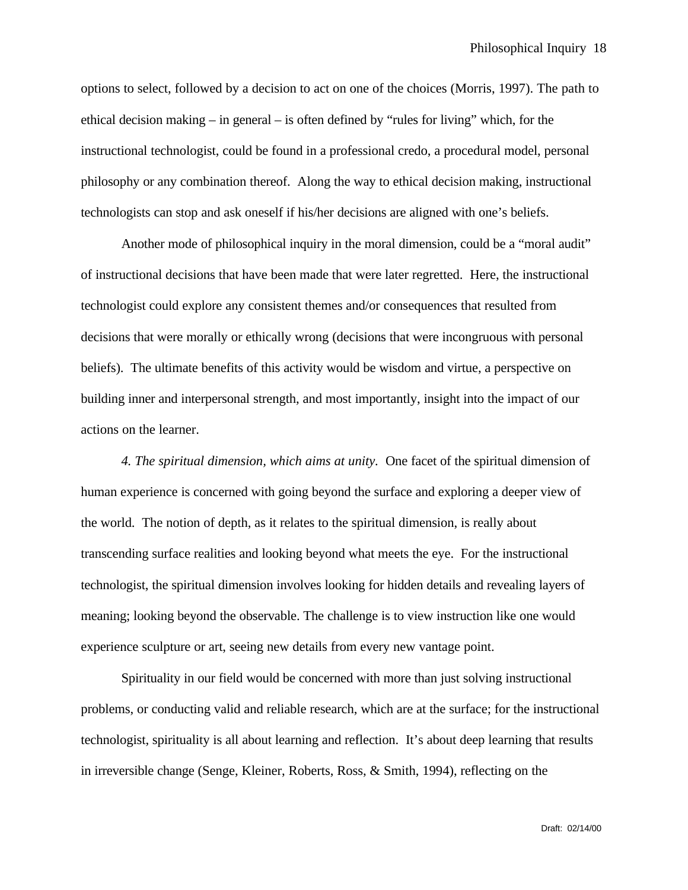options to select, followed by a decision to act on one of the choices (Morris, 1997). The path to ethical decision making – in general – is often defined by "rules for living" which, for the instructional technologist, could be found in a professional credo, a procedural model, personal philosophy or any combination thereof.  Along the way to ethical decision making, instructional technologists can stop and ask oneself if his/her decisions are aligned with one's beliefs.

Another mode of philosophical inquiry in the moral dimension, could be a "moral audit" of instructional decisions that have been made that were later regretted.  Here, the instructional technologist could explore any consistent themes and/or consequences that resulted from decisions that were morally or ethically wrong (decisions that were incongruous with personal beliefs).  The ultimate benefits of this activity would be wisdom and virtue, a perspective on building inner and interpersonal strength, and most importantly, insight into the impact of our actions on the learner.

*4. The spiritual dimension, which aims at unity.*  One facet of the spiritual dimension of human experience is concerned with going beyond the surface and exploring a deeper view of the world.  The notion of depth, as it relates to the spiritual dimension, is really about transcending surface realities and looking beyond what meets the eye.  For the instructional technologist, the spiritual dimension involves looking for hidden details and revealing layers of meaning; looking beyond the observable. The challenge is to view instruction like one would experience sculpture or art, seeing new details from every new vantage point.

Spirituality in our field would be concerned with more than just solving instructional problems, or conducting valid and reliable research, which are at the surface; for the instructional technologist, spirituality is all about learning and reflection.  It's about deep learning that results in irreversible change (Senge, Kleiner, Roberts, Ross, & Smith, 1994), reflecting on the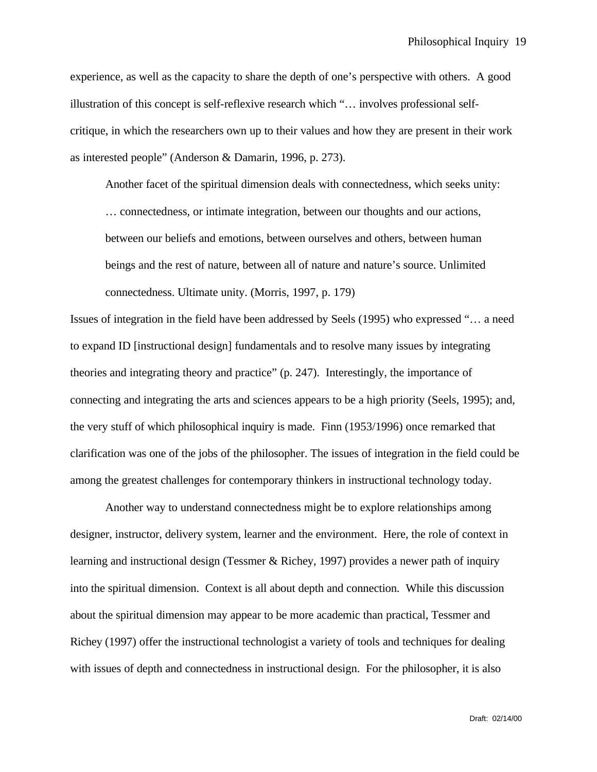experience, as well as the capacity to share the depth of one's perspective with others. A good illustration of this concept is self-reflexive research which "… involves professional self-critique, in which the researchers own up to their values and how they are present in their work as interested people" (Anderson & Damarin, 1996, p. 273).

Another facet of the spiritual dimension deals with connectedness, which seeks unity:

> … connectedness, or intimate integration, between our thoughts and our actions, between our beliefs and emotions, between ourselves and others, between human beings and the rest of nature, between all of nature and nature's source. Unlimited connectedness. Ultimate unity. (Morris, 1997, p. 179)

Issues of integration in the field have been addressed by Seels (1995) who expressed "… a need to expand ID [instructional design] fundamentals and to resolve many issues by integrating theories and integrating theory and practice" (p. 247). Interestingly, the importance of connecting and integrating the arts and sciences appears to be a high priority (Seels, 1995); and, the very stuff of which philosophical inquiry is made. Finn (1953/1996) once remarked that clarification was one of the jobs of the philosopher. The issues of integration in the field could be among the greatest challenges for contemporary thinkers in instructional technology today.

Another way to understand connectedness might be to explore relationships among designer, instructor, delivery system, learner and the environment. Here, the role of context in learning and instructional design (Tessmer & Richey, 1997) provides a newer path of inquiry into the spiritual dimension. Context is all about depth and connection. While this discussion about the spiritual dimension may appear to be more academic than practical, Tessmer and Richey (1997) offer the instructional technologist a variety of tools and techniques for dealing with issues of depth and connectedness in instructional design. For the philosopher, it is also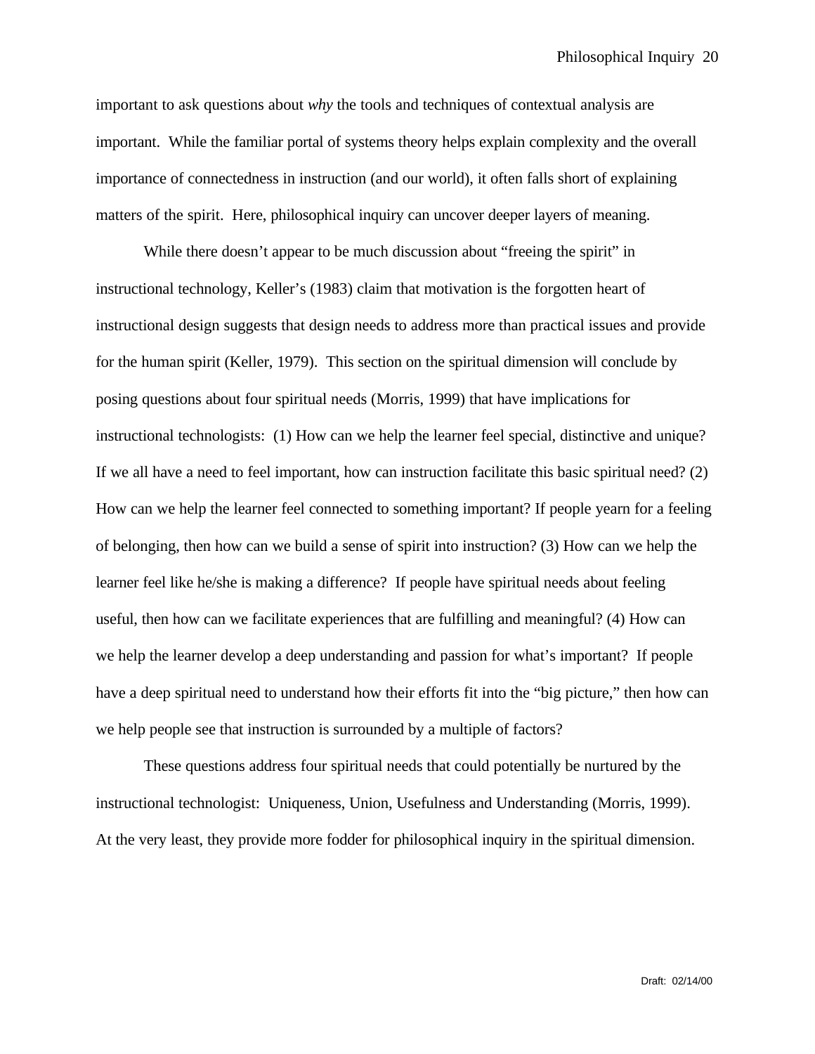important to ask questions about *why* the tools and techniques of contextual analysis are important. While the familiar portal of systems theory helps explain complexity and the overall importance of connectedness in instruction (and our world), it often falls short of explaining matters of the spirit. Here, philosophical inquiry can uncover deeper layers of meaning.

While there doesn't appear to be much discussion about "freeing the spirit" in instructional technology, Keller's (1983) claim that motivation is the forgotten heart of instructional design suggests that design needs to address more than practical issues and provide for the human spirit (Keller, 1979). This section on the spiritual dimension will conclude by posing questions about four spiritual needs (Morris, 1999) that have implications for instructional technologists: (1) How can we help the learner feel special, distinctive and unique? If we all have a need to feel important, how can instruction facilitate this basic spiritual need? (2) How can we help the learner feel connected to something important? If people yearn for a feeling of belonging, then how can we build a sense of spirit into instruction? (3) How can we help the learner feel like he/she is making a difference? If people have spiritual needs about feeling useful, then how can we facilitate experiences that are fulfilling and meaningful? (4) How can we help the learner develop a deep understanding and passion for what's important? If people have a deep spiritual need to understand how their efforts fit into the "big picture," then how can we help people see that instruction is surrounded by a multiple of factors?

These questions address four spiritual needs that could potentially be nurtured by the instructional technologist: Uniqueness, Union, Usefulness and Understanding (Morris, 1999). At the very least, they provide more fodder for philosophical inquiry in the spiritual dimension.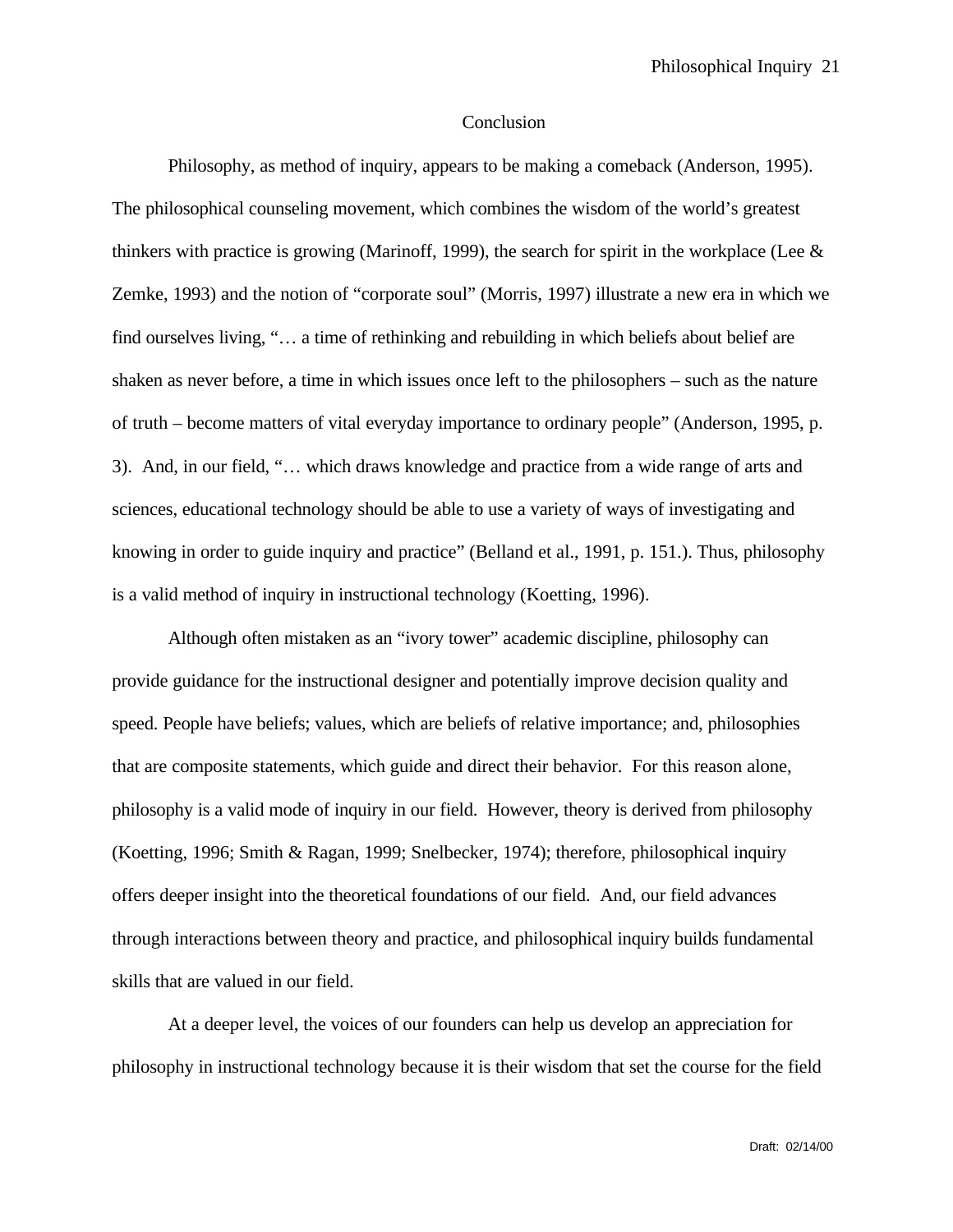## Conclusion

Philosophy, as method of inquiry, appears to be making a comeback (Anderson, 1995). The philosophical counseling movement, which combines the wisdom of the world's greatest thinkers with practice is growing (Marinoff, 1999), the search for spirit in the workplace (Lee & Zemke, 1993) and the notion of "corporate soul" (Morris, 1997) illustrate a new era in which we find ourselves living, "… a time of rethinking and rebuilding in which beliefs about belief are shaken as never before, a time in which issues once left to the philosophers – such as the nature of truth – become matters of vital everyday importance to ordinary people" (Anderson, 1995, p. 3). And, in our field, "… which draws knowledge and practice from a wide range of arts and sciences, educational technology should be able to use a variety of ways of investigating and knowing in order to guide inquiry and practice" (Belland et al., 1991, p. 151.). Thus, philosophy is a valid method of inquiry in instructional technology (Koetting, 1996).

Although often mistaken as an "ivory tower" academic discipline, philosophy can provide guidance for the instructional designer and potentially improve decision quality and speed. People have beliefs; values, which are beliefs of relative importance; and, philosophies that are composite statements, which guide and direct their behavior. For this reason alone, philosophy is a valid mode of inquiry in our field. However, theory is derived from philosophy (Koetting, 1996; Smith & Ragan, 1999; Snelbecker, 1974); therefore, philosophical inquiry offers deeper insight into the theoretical foundations of our field. And, our field advances through interactions between theory and practice, and philosophical inquiry builds fundamental skills that are valued in our field.

At a deeper level, the voices of our founders can help us develop an appreciation for philosophy in instructional technology because it is their wisdom that set the course for the field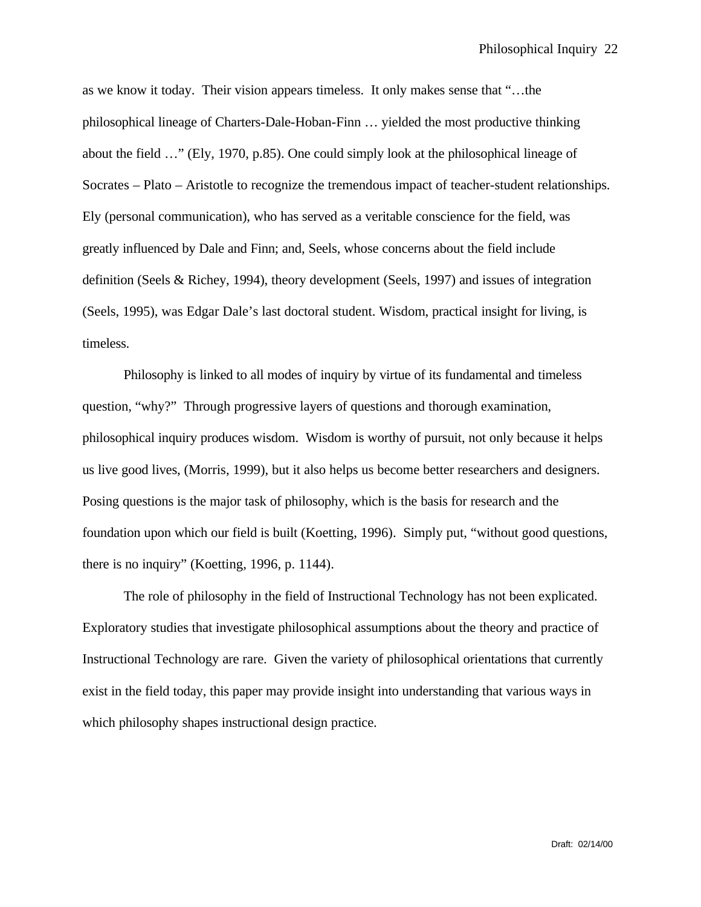as we know it today. Their vision appears timeless. It only makes sense that "…the philosophical lineage of Charters-Dale-Hoban-Finn … yielded the most productive thinking about the field …" (Ely, 1970, p.85). One could simply look at the philosophical lineage of Socrates – Plato – Aristotle to recognize the tremendous impact of teacher-student relationships. Ely (personal communication), who has served as a veritable conscience for the field, was greatly influenced by Dale and Finn; and, Seels, whose concerns about the field include definition (Seels & Richey, 1994), theory development (Seels, 1997) and issues of integration (Seels, 1995), was Edgar Dale's last doctoral student. Wisdom, practical insight for living, is timeless.

Philosophy is linked to all modes of inquiry by virtue of its fundamental and timeless question, "why?" Through progressive layers of questions and thorough examination, philosophical inquiry produces wisdom. Wisdom is worthy of pursuit, not only because it helps us live good lives, (Morris, 1999), but it also helps us become better researchers and designers. Posing questions is the major task of philosophy, which is the basis for research and the foundation upon which our field is built (Koetting, 1996). Simply put, "without good questions, there is no inquiry" (Koetting, 1996, p. 1144).

The role of philosophy in the field of Instructional Technology has not been explicated. Exploratory studies that investigate philosophical assumptions about the theory and practice of Instructional Technology are rare. Given the variety of philosophical orientations that currently exist in the field today, this paper may provide insight into understanding that various ways in which philosophy shapes instructional design practice.

Draft: 02/14/00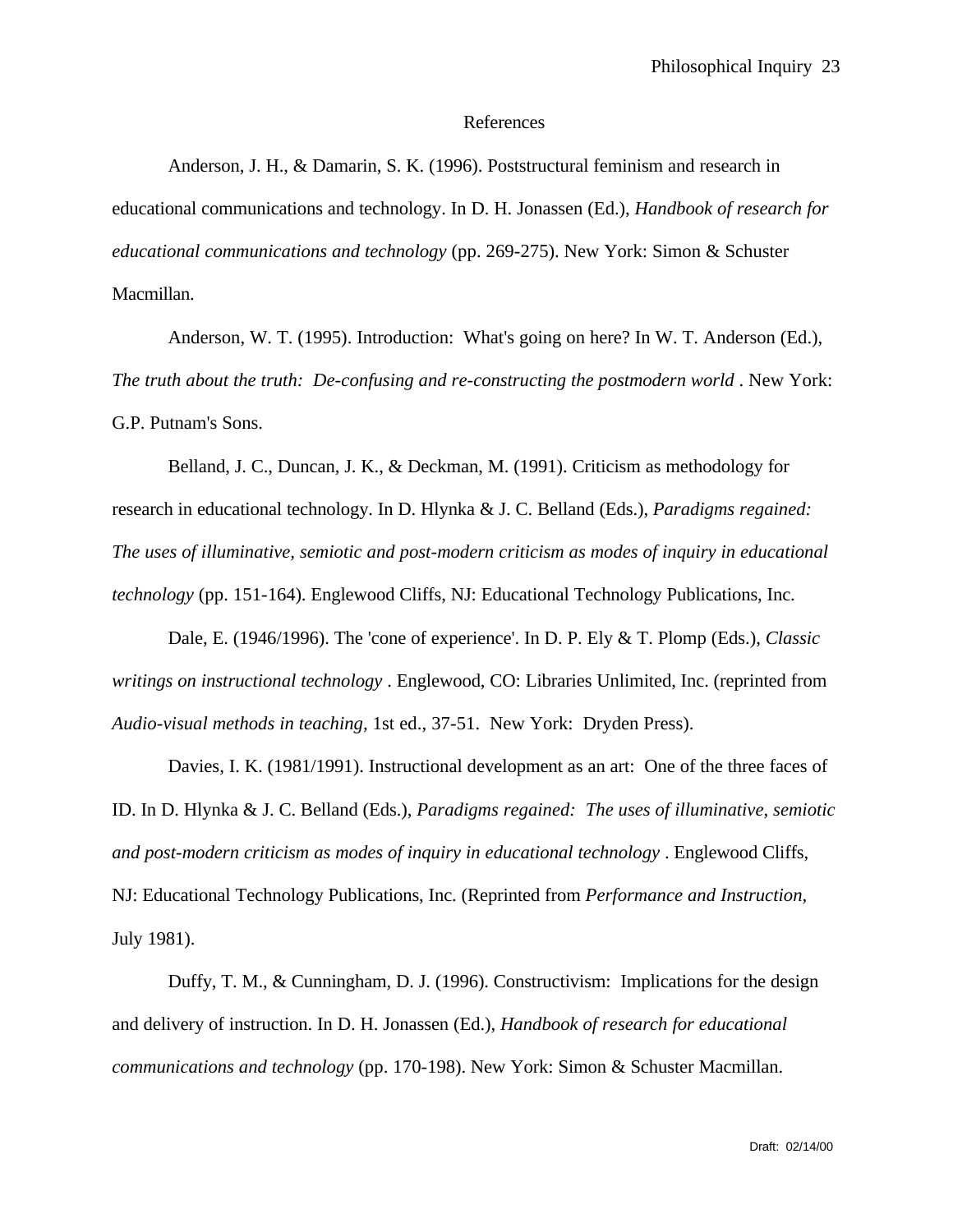## References

Anderson, J. H., & Damarin, S. K. (1996). Poststructural feminism and research in educational communications and technology. In D. H. Jonassen (Ed.), *Handbook of research for educational communications and technology* (pp. 269-275). New York: Simon & Schuster Macmillan.

Anderson, W. T. (1995). Introduction: What's going on here? In W. T. Anderson (Ed.), *The truth about the truth: De-confusing and re-constructing the postmodern world* . New York: G.P. Putnam's Sons.

Belland, J. C., Duncan, J. K., & Deckman, M. (1991). Criticism as methodology for research in educational technology. In D. Hlynka & J. C. Belland (Eds.), *Paradigms regained: The uses of illuminative, semiotic and post-modern criticism as modes of inquiry in educational technology* (pp. 151-164). Englewood Cliffs, NJ: Educational Technology Publications, Inc.

Dale, E. (1946/1996). The 'cone of experience'. In D. P. Ely & T. Plomp (Eds.), *Classic writings on instructional technology* . Englewood, CO: Libraries Unlimited, Inc. (reprinted from *Audio-visual methods in teaching,* 1st ed., 37-51. New York: Dryden Press).

Davies, I. K. (1981/1991). Instructional development as an art: One of the three faces of ID. In D. Hlynka & J. C. Belland (Eds.), *Paradigms regained: The uses of illuminative, semiotic and post-modern criticism as modes of inquiry in educational technology* . Englewood Cliffs, NJ: Educational Technology Publications, Inc. (Reprinted from *Performance and Instruction,* July 1981).

Duffy, T. M., & Cunningham, D. J. (1996). Constructivism: Implications for the design and delivery of instruction. In D. H. Jonassen (Ed.), *Handbook of research for educational communications and technology* (pp. 170-198). New York: Simon & Schuster Macmillan.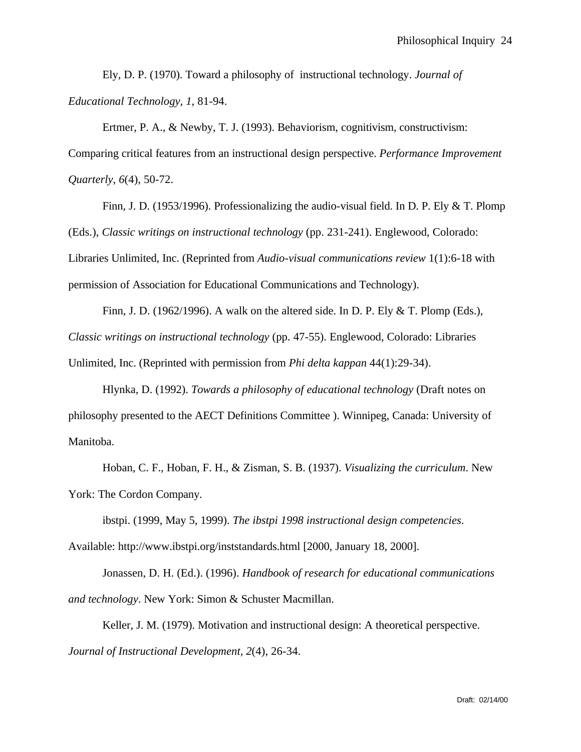Ely, D. P. (1970). Toward a philosophy of instructional technology. *Journal of Educational Technology, 1*, 81-94.

Ertmer, P. A., & Newby, T. J. (1993). Behaviorism, cognitivism, constructivism: Comparing critical features from an instructional design perspective. *Performance Improvement Quarterly, 6*(4), 50-72.

Finn, J. D. (1953/1996). Professionalizing the audio-visual field. In D. P. Ely & T. Plomp (Eds.), *Classic writings on instructional technology* (pp. 231-241). Englewood, Colorado: Libraries Unlimited, Inc. (Reprinted from *Audio-visual communications review* 1(1):6-18 with permission of Association for Educational Communications and Technology).

Finn, J. D. (1962/1996). A walk on the altered side. In D. P. Ely & T. Plomp (Eds.), *Classic writings on instructional technology* (pp. 47-55). Englewood, Colorado: Libraries Unlimited, Inc. (Reprinted with permission from *Phi delta kappan* 44(1):29-34).

Hlynka, D. (1992). *Towards a philosophy of educational technology* (Draft notes on philosophy presented to the AECT Definitions Committee ). Winnipeg, Canada: University of Manitoba.

Hoban, C. F., Hoban, F. H., & Zisman, S. B. (1937). *Visualizing the curriculum*. New York: The Cordon Company.

ibstpi. (1999, May 5, 1999). *The ibstpi 1998 instructional design competencies*. Available: http://www.ibstpi.org/inststandards.html [2000, January 18, 2000].

Jonassen, D. H. (Ed.). (1996). *Handbook of research for educational communications and technology*. New York: Simon & Schuster Macmillan.

Keller, J. M. (1979). Motivation and instructional design: A theoretical perspective. *Journal of Instructional Development, 2*(4), 26-34.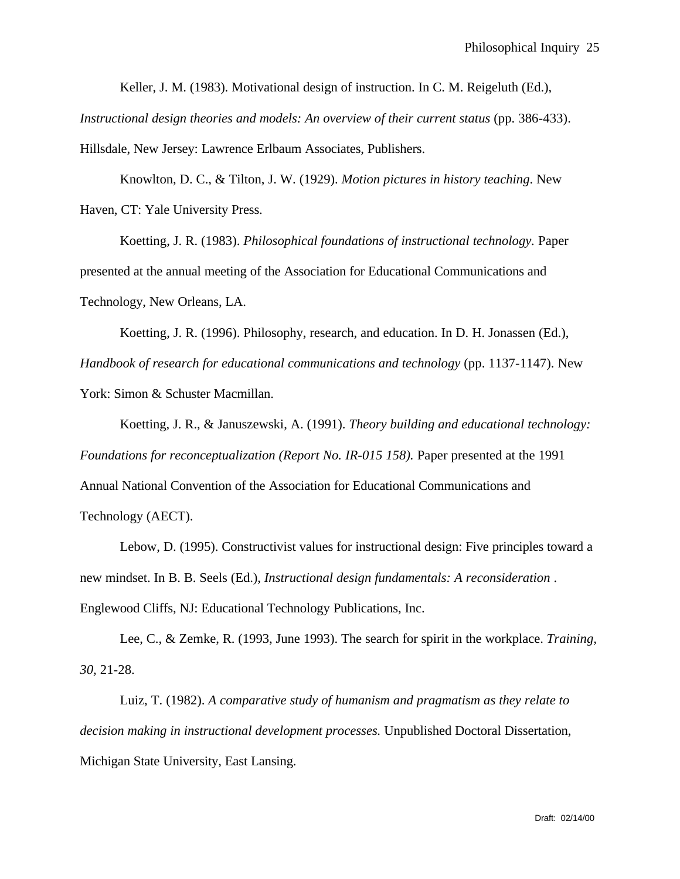Keller, J. M. (1983). Motivational design of instruction. In C. M. Reigeluth (Ed.), *Instructional design theories and models: An overview of their current status* (pp. 386-433). Hillsdale, New Jersey: Lawrence Erlbaum Associates, Publishers.

Knowlton, D. C., & Tilton, J. W. (1929). *Motion pictures in history teaching*. New Haven, CT: Yale University Press.

Koetting, J. R. (1983). *Philosophical foundations of instructional technology*. Paper presented at the annual meeting of the Association for Educational Communications and Technology, New Orleans, LA.

Koetting, J. R. (1996). Philosophy, research, and education. In D. H. Jonassen (Ed.), *Handbook of research for educational communications and technology* (pp. 1137-1147). New York: Simon & Schuster Macmillan.

Koetting, J. R., & Januszewski, A. (1991). *Theory building and educational technology: Foundations for reconceptualization (Report No. IR-015 158).* Paper presented at the 1991 Annual National Convention of the Association for Educational Communications and Technology (AECT).

Lebow, D. (1995). Constructivist values for instructional design: Five principles toward a new mindset. In B. B. Seels (Ed.), *Instructional design fundamentals: A reconsideration* . Englewood Cliffs, NJ: Educational Technology Publications, Inc.

Lee, C., & Zemke, R. (1993, June 1993). The search for spirit in the workplace. *Training, 30,* 21-28.

Luiz, T. (1982). *A comparative study of humanism and pragmatism as they relate to decision making in instructional development processes.* Unpublished Doctoral Dissertation, Michigan State University, East Lansing.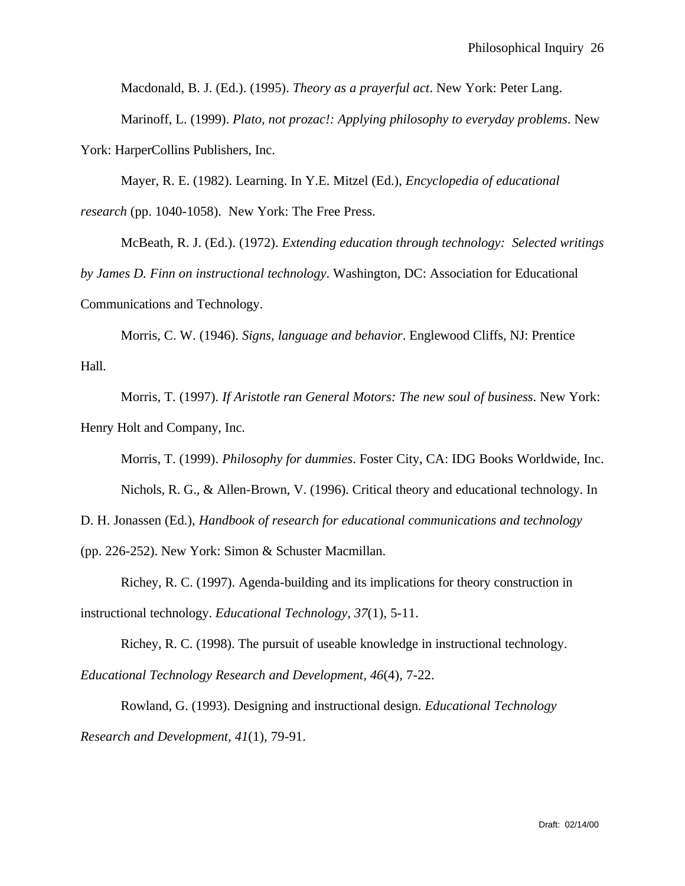Macdonald, B. J. (Ed.). (1995). *Theory as a prayerful act*. New York: Peter Lang.

Marinoff, L. (1999). *Plato, not prozac!: Applying philosophy to everyday problems*. New York: HarperCollins Publishers, Inc.

Mayer, R. E. (1982). Learning. In Y.E. Mitzel (Ed.), *Encyclopedia of educational research* (pp. 1040-1058). New York: The Free Press.

McBeath, R. J. (Ed.). (1972). *Extending education through technology: Selected writings by James D. Finn on instructional technology*. Washington, DC: Association for Educational Communications and Technology.

Morris, C. W. (1946). *Signs, language and behavior*. Englewood Cliffs, NJ: Prentice Hall.

Morris, T. (1997). *If Aristotle ran General Motors: The new soul of business*. New York: Henry Holt and Company, Inc.

Morris, T. (1999). *Philosophy for dummies*. Foster City, CA: IDG Books Worldwide, Inc.

Nichols, R. G., & Allen-Brown, V. (1996). Critical theory and educational technology. In D. H. Jonassen (Ed.), *Handbook of research for educational communications and technology* (pp. 226-252). New York: Simon & Schuster Macmillan.

Richey, R. C. (1997). Agenda-building and its implications for theory construction in instructional technology. *Educational Technology, 37*(1), 5-11.

Richey, R. C. (1998). The pursuit of useable knowledge in instructional technology. *Educational Technology Research and Development, 46*(4), 7-22.

Rowland, G. (1993). Designing and instructional design. *Educational Technology Research and Development, 41*(1), 79-91.

Draft: 02/14/00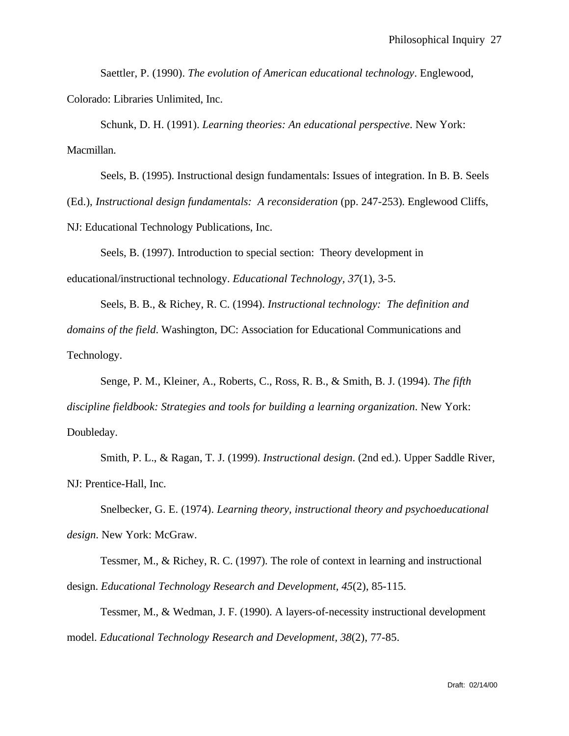Saettler, P. (1990). *The evolution of American educational technology*. Englewood, Colorado: Libraries Unlimited, Inc.

Schunk, D. H. (1991). *Learning theories: An educational perspective*. New York: Macmillan.

Seels, B. (1995). Instructional design fundamentals: Issues of integration. In B. B. Seels (Ed.), *Instructional design fundamentals: A reconsideration* (pp. 247-253). Englewood Cliffs, NJ: Educational Technology Publications, Inc.

Seels, B. (1997). Introduction to special section: Theory development in educational/instructional technology. *Educational Technology, 37*(1), 3-5.

Seels, B. B., & Richey, R. C. (1994). *Instructional technology: The definition and domains of the field*. Washington, DC: Association for Educational Communications and Technology.

Senge, P. M., Kleiner, A., Roberts, C., Ross, R. B., & Smith, B. J. (1994). *The fifth discipline fieldbook: Strategies and tools for building a learning organization*. New York: Doubleday.

Smith, P. L., & Ragan, T. J. (1999). *Instructional design*. (2nd ed.). Upper Saddle River, NJ: Prentice-Hall, Inc.

Snelbecker, G. E. (1974). *Learning theory, instructional theory and psychoeducational design*. New York: McGraw.

Tessmer, M., & Richey, R. C. (1997). The role of context in learning and instructional design. *Educational Technology Research and Development, 45*(2), 85-115.

Tessmer, M., & Wedman, J. F. (1990). A layers-of-necessity instructional development model. *Educational Technology Research and Development, 38*(2), 77-85.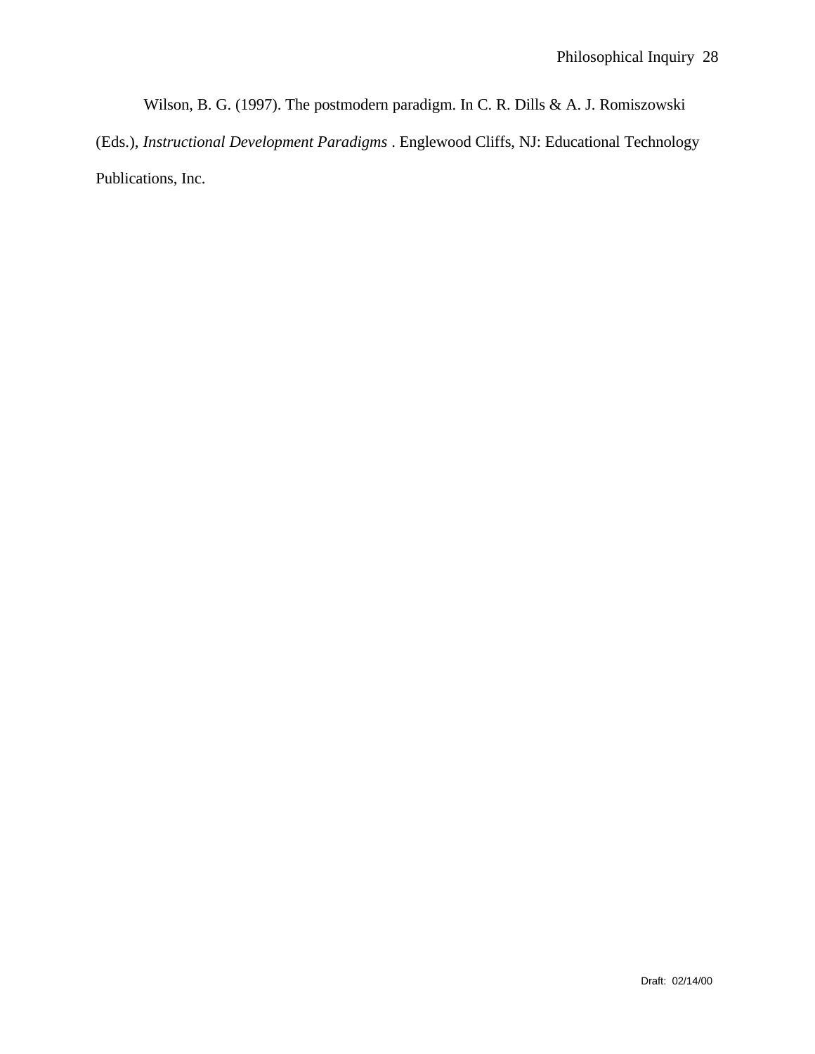Wilson, B. G. (1997). The postmodern paradigm. In C. R. Dills & A. J. Romiszowski (Eds.), *Instructional Development Paradigms* . Englewood Cliffs, NJ: Educational Technology Publications, Inc.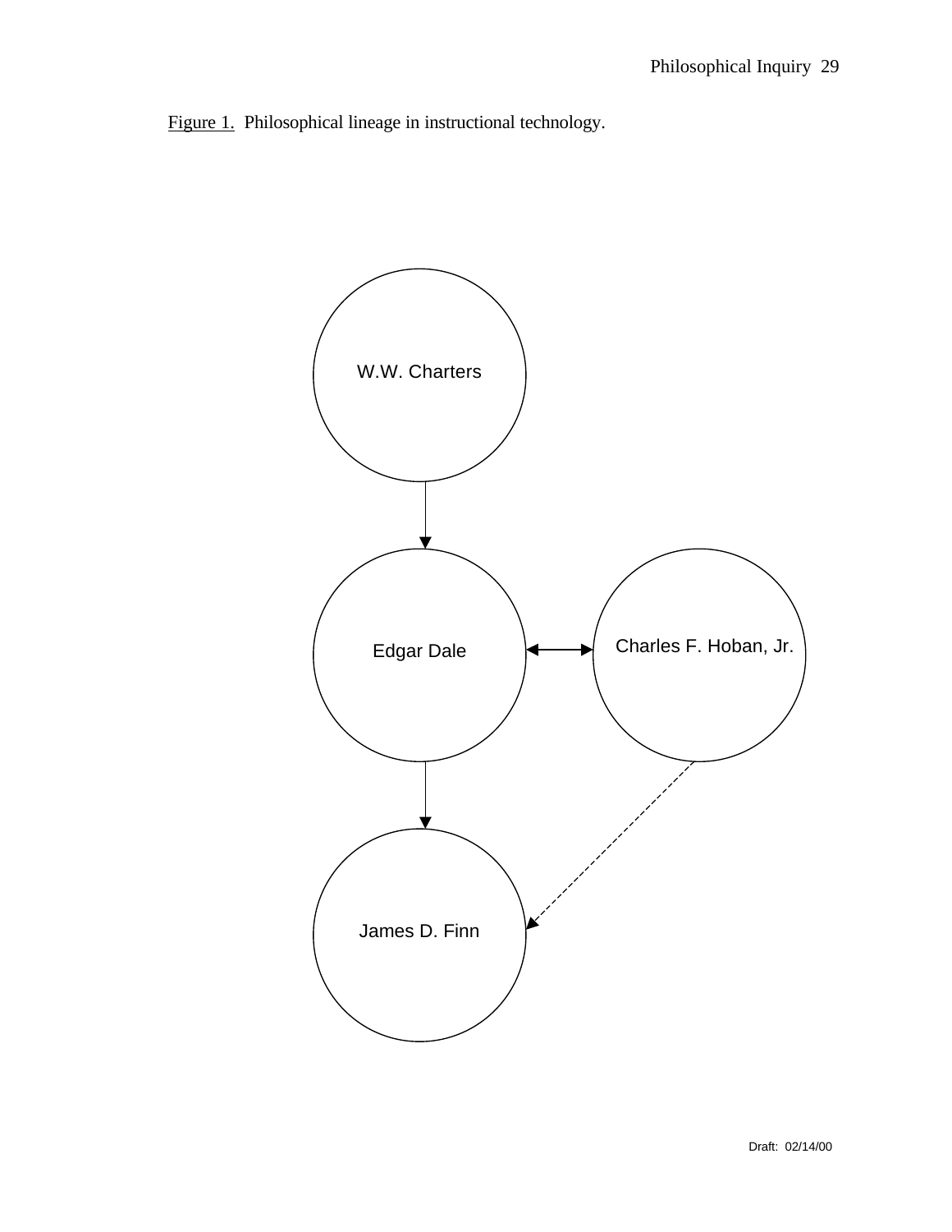Figure 1. Philosophical lineage in instructional technology.

W.W. Charters

Edgar Dale

Charles F. Hoban, Jr.

James D. Finn

Draft: 02/14/00